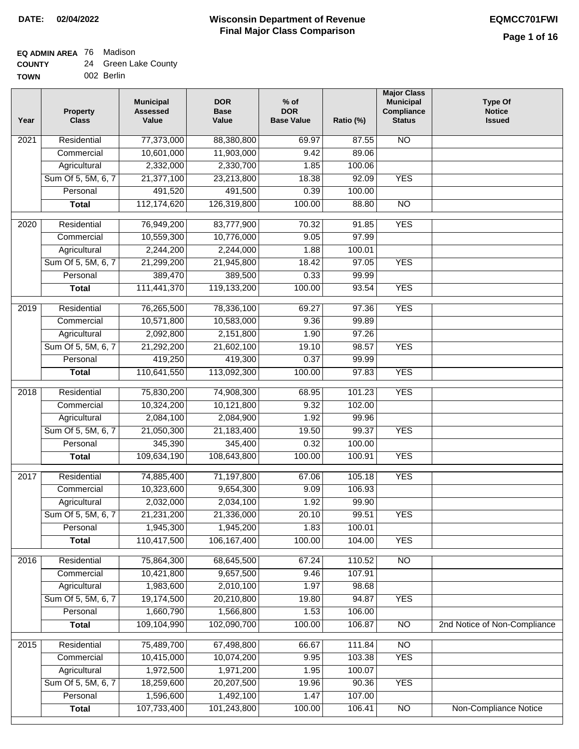**DATE:** 02/04/2022

# Wisconsin Department of Revenue
## Final Major Class Comparison

**EQMCC701FWI**

**EQ ADMIN AREA** 76 Madison
**COUNTY** 24 Green Lake County
**TOWN** 002 Berlin

| Year | Property Class | Municipal Assessed Value | DOR Base Value | % of DOR Base Value | Ratio (%) | Major Class Municipal Compliance Status | Type Of Notice Issued |
|---|---|---|---|---|---|---|---|
| 2021 | Residential | 77,373,000 | 88,380,800 | 69.97 | 87.55 | NO | |
| | Commercial | 10,601,000 | 11,903,000 | 9.42 | 89.06 | | |
| | Agricultural | 2,332,000 | 2,330,700 | 1.85 | 100.06 | | |
| | Sum Of 5, 5M, 6, 7 | 21,377,100 | 23,213,800 | 18.38 | 92.09 | YES | |
| | Personal | 491,520 | 491,500 | 0.39 | 100.00 | | |
| | **Total** | 112,174,620 | 126,319,800 | 100.00 | 88.80 | NO | |
| 2020 | Residential | 76,949,200 | 83,777,900 | 70.32 | 91.85 | YES | |
| | Commercial | 10,559,300 | 10,776,000 | 9.05 | 97.99 | | |
| | Agricultural | 2,244,200 | 2,244,000 | 1.88 | 100.01 | | |
| | Sum Of 5, 5M, 6, 7 | 21,299,200 | 21,945,800 | 18.42 | 97.05 | YES | |
| | Personal | 389,470 | 389,500 | 0.33 | 99.99 | | |
| | **Total** | 111,441,370 | 119,133,200 | 100.00 | 93.54 | YES | |
| 2019 | Residential | 76,265,500 | 78,336,100 | 69.27 | 97.36 | YES | |
| | Commercial | 10,571,800 | 10,583,000 | 9.36 | 99.89 | | |
| | Agricultural | 2,092,800 | 2,151,800 | 1.90 | 97.26 | | |
| | Sum Of 5, 5M, 6, 7 | 21,292,200 | 21,602,100 | 19.10 | 98.57 | YES | |
| | Personal | 419,250 | 419,300 | 0.37 | 99.99 | | |
| | **Total** | 110,641,550 | 113,092,300 | 100.00 | 97.83 | YES | |
| 2018 | Residential | 75,830,200 | 74,908,300 | 68.95 | 101.23 | YES | |
| | Commercial | 10,324,200 | 10,121,800 | 9.32 | 102.00 | | |
| | Agricultural | 2,084,100 | 2,084,900 | 1.92 | 99.96 | | |
| | Sum Of 5, 5M, 6, 7 | 21,050,300 | 21,183,400 | 19.50 | 99.37 | YES | |
| | Personal | 345,390 | 345,400 | 0.32 | 100.00 | | |
| | **Total** | 109,634,190 | 108,643,800 | 100.00 | 100.91 | YES | |
| 2017 | Residential | 74,885,400 | 71,197,800 | 67.06 | 105.18 | YES | |
| | Commercial | 10,323,600 | 9,654,300 | 9.09 | 106.93 | | |
| | Agricultural | 2,032,000 | 2,034,100 | 1.92 | 99.90 | | |
| | Sum Of 5, 5M, 6, 7 | 21,231,200 | 21,336,000 | 20.10 | 99.51 | YES | |
| | Personal | 1,945,300 | 1,945,200 | 1.83 | 100.01 | | |
| | **Total** | 110,417,500 | 106,167,400 | 100.00 | 104.00 | YES | |
| 2016 | Residential | 75,864,300 | 68,645,500 | 67.24 | 110.52 | NO | |
| | Commercial | 10,421,800 | 9,657,500 | 9.46 | 107.91 | | |
| | Agricultural | 1,983,600 | 2,010,100 | 1.97 | 98.68 | | |
| | Sum Of 5, 5M, 6, 7 | 19,174,500 | 20,210,800 | 19.80 | 94.87 | YES | |
| | Personal | 1,660,790 | 1,566,800 | 1.53 | 106.00 | | |
| | **Total** | 109,104,990 | 102,090,700 | 100.00 | 106.87 | NO | 2nd Notice of Non-Compliance |
| 2015 | Residential | 75,489,700 | 67,498,800 | 66.67 | 111.84 | NO | |
| | Commercial | 10,415,000 | 10,074,200 | 9.95 | 103.38 | YES | |
| | Agricultural | 1,972,500 | 1,971,200 | 1.95 | 100.07 | | |
| | Sum Of 5, 5M, 6, 7 | 18,259,600 | 20,207,500 | 19.96 | 90.36 | YES | |
| | Personal | 1,596,600 | 1,492,100 | 1.47 | 107.00 | | |
| | **Total** | 107,733,400 | 101,243,800 | 100.00 | 106.41 | NO | Non-Compliance Notice |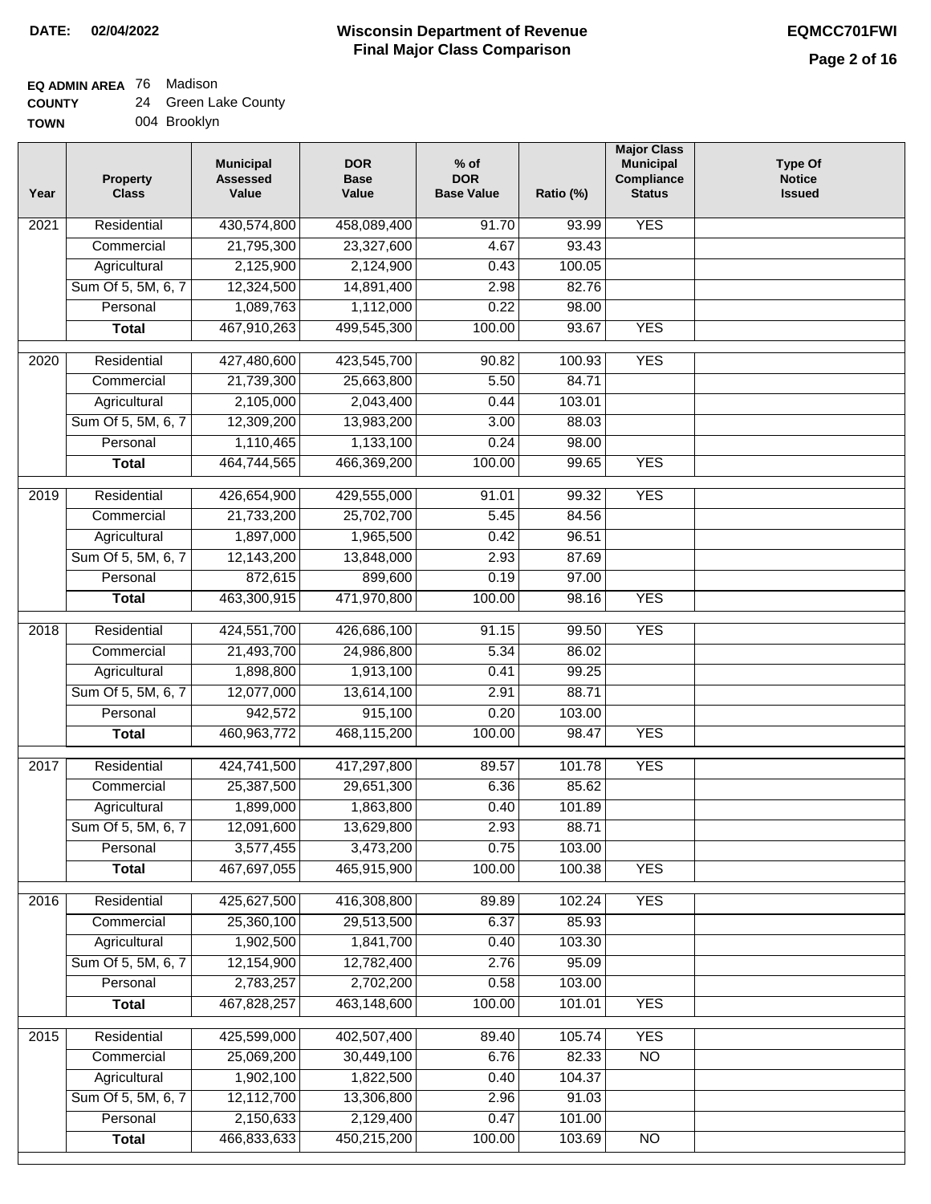# Wisconsin Department of Revenue
## Final Major Class Comparison

**DATE:** 02/04/2022

**EQMCC701FWI**

**EQ ADMIN AREA** 76 Madison
**COUNTY** 24 Green Lake County
**TOWN** 004 Brooklyn

| Year | Property Class | Municipal Assessed Value | DOR Base Value | % of DOR Base Value | Ratio (%) | Major Class Municipal Compliance Status | Type Of Notice Issued |
|---|---|---|---|---|---|---|---|
| 2021 | Residential | 430,574,800 | 458,089,400 | 91.70 | 93.99 | YES | |
| | Commercial | 21,795,300 | 23,327,600 | 4.67 | 93.43 | | |
| | Agricultural | 2,125,900 | 2,124,900 | 0.43 | 100.05 | | |
| | Sum Of 5, 5M, 6, 7 | 12,324,500 | 14,891,400 | 2.98 | 82.76 | | |
| | Personal | 1,089,763 | 1,112,000 | 0.22 | 98.00 | | |
| | **Total** | 467,910,263 | 499,545,300 | 100.00 | 93.67 | YES | |
| 2020 | Residential | 427,480,600 | 423,545,700 | 90.82 | 100.93 | YES | |
| | Commercial | 21,739,300 | 25,663,800 | 5.50 | 84.71 | | |
| | Agricultural | 2,105,000 | 2,043,400 | 0.44 | 103.01 | | |
| | Sum Of 5, 5M, 6, 7 | 12,309,200 | 13,983,200 | 3.00 | 88.03 | | |
| | Personal | 1,110,465 | 1,133,100 | 0.24 | 98.00 | | |
| | **Total** | 464,744,565 | 466,369,200 | 100.00 | 99.65 | YES | |
| 2019 | Residential | 426,654,900 | 429,555,000 | 91.01 | 99.32 | YES | |
| | Commercial | 21,733,200 | 25,702,700 | 5.45 | 84.56 | | |
| | Agricultural | 1,897,000 | 1,965,500 | 0.42 | 96.51 | | |
| | Sum Of 5, 5M, 6, 7 | 12,143,200 | 13,848,000 | 2.93 | 87.69 | | |
| | Personal | 872,615 | 899,600 | 0.19 | 97.00 | | |
| | **Total** | 463,300,915 | 471,970,800 | 100.00 | 98.16 | YES | |
| 2018 | Residential | 424,551,700 | 426,686,100 | 91.15 | 99.50 | YES | |
| | Commercial | 21,493,700 | 24,986,800 | 5.34 | 86.02 | | |
| | Agricultural | 1,898,800 | 1,913,100 | 0.41 | 99.25 | | |
| | Sum Of 5, 5M, 6, 7 | 12,077,000 | 13,614,100 | 2.91 | 88.71 | | |
| | Personal | 942,572 | 915,100 | 0.20 | 103.00 | | |
| | **Total** | 460,963,772 | 468,115,200 | 100.00 | 98.47 | YES | |
| 2017 | Residential | 424,741,500 | 417,297,800 | 89.57 | 101.78 | YES | |
| | Commercial | 25,387,500 | 29,651,300 | 6.36 | 85.62 | | |
| | Agricultural | 1,899,000 | 1,863,800 | 0.40 | 101.89 | | |
| | Sum Of 5, 5M, 6, 7 | 12,091,600 | 13,629,800 | 2.93 | 88.71 | | |
| | Personal | 3,577,455 | 3,473,200 | 0.75 | 103.00 | | |
| | **Total** | 467,697,055 | 465,915,900 | 100.00 | 100.38 | YES | |
| 2016 | Residential | 425,627,500 | 416,308,800 | 89.89 | 102.24 | YES | |
| | Commercial | 25,360,100 | 29,513,500 | 6.37 | 85.93 | | |
| | Agricultural | 1,902,500 | 1,841,700 | 0.40 | 103.30 | | |
| | Sum Of 5, 5M, 6, 7 | 12,154,900 | 12,782,400 | 2.76 | 95.09 | | |
| | Personal | 2,783,257 | 2,702,200 | 0.58 | 103.00 | | |
| | **Total** | 467,828,257 | 463,148,600 | 100.00 | 101.01 | YES | |
| 2015 | Residential | 425,599,000 | 402,507,400 | 89.40 | 105.74 | YES | |
| | Commercial | 25,069,200 | 30,449,100 | 6.76 | 82.33 | NO | |
| | Agricultural | 1,902,100 | 1,822,500 | 0.40 | 104.37 | | |
| | Sum Of 5, 5M, 6, 7 | 12,112,700 | 13,306,800 | 2.96 | 91.03 | | |
| | Personal | 2,150,633 | 2,129,400 | 0.47 | 101.00 | | |
| | **Total** | 466,833,633 | 450,215,200 | 100.00 | 103.69 | NO | |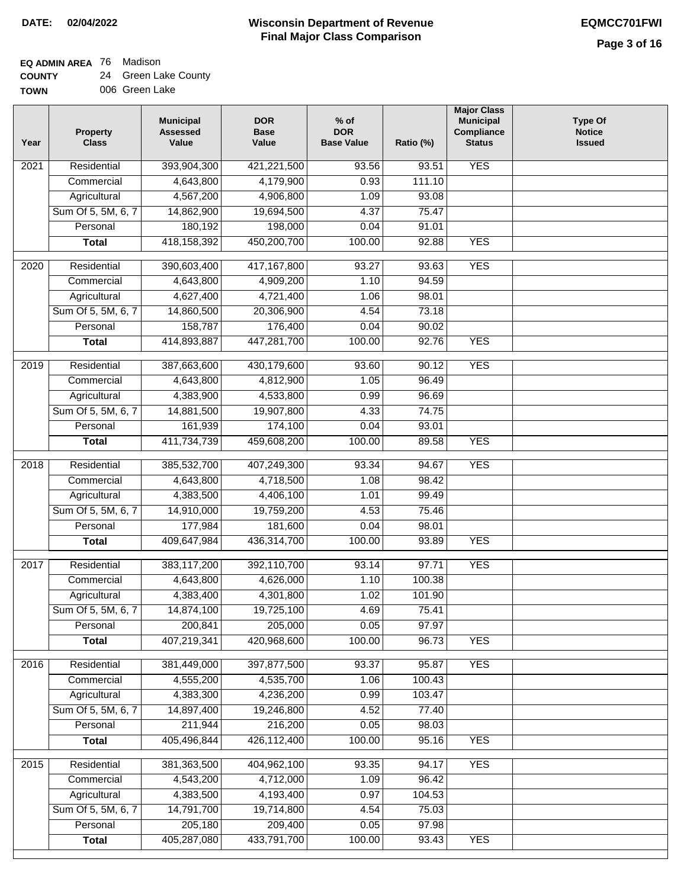**DATE:** 02/04/2022

# Wisconsin Department of Revenue
## Final Major Class Comparison

**EQMCC701FWI**

**EQ ADMIN AREA** 76 Madison
**COUNTY** 24 Green Lake County
**TOWN** 006 Green Lake

| Year | Property Class | Municipal Assessed Value | DOR Base Value | % of DOR Base Value | Ratio (%) | Major Class Municipal Compliance Status | Type Of Notice Issued |
|---|---|---|---|---|---|---|---|
| 2021 | Residential | 393,904,300 | 421,221,500 | 93.56 | 93.51 | YES | |
| | Commercial | 4,643,800 | 4,179,900 | 0.93 | 111.10 | | |
| | Agricultural | 4,567,200 | 4,906,800 | 1.09 | 93.08 | | |
| | Sum Of 5, 5M, 6, 7 | 14,862,900 | 19,694,500 | 4.37 | 75.47 | | |
| | Personal | 180,192 | 198,000 | 0.04 | 91.01 | | |
| | **Total** | 418,158,392 | 450,200,700 | 100.00 | 92.88 | YES | |
| 2020 | Residential | 390,603,400 | 417,167,800 | 93.27 | 93.63 | YES | |
| | Commercial | 4,643,800 | 4,909,200 | 1.10 | 94.59 | | |
| | Agricultural | 4,627,400 | 4,721,400 | 1.06 | 98.01 | | |
| | Sum Of 5, 5M, 6, 7 | 14,860,500 | 20,306,900 | 4.54 | 73.18 | | |
| | Personal | 158,787 | 176,400 | 0.04 | 90.02 | | |
| | **Total** | 414,893,887 | 447,281,700 | 100.00 | 92.76 | YES | |
| 2019 | Residential | 387,663,600 | 430,179,600 | 93.60 | 90.12 | YES | |
| | Commercial | 4,643,800 | 4,812,900 | 1.05 | 96.49 | | |
| | Agricultural | 4,383,900 | 4,533,800 | 0.99 | 96.69 | | |
| | Sum Of 5, 5M, 6, 7 | 14,881,500 | 19,907,800 | 4.33 | 74.75 | | |
| | Personal | 161,939 | 174,100 | 0.04 | 93.01 | | |
| | **Total** | 411,734,739 | 459,608,200 | 100.00 | 89.58 | YES | |
| 2018 | Residential | 385,532,700 | 407,249,300 | 93.34 | 94.67 | YES | |
| | Commercial | 4,643,800 | 4,718,500 | 1.08 | 98.42 | | |
| | Agricultural | 4,383,500 | 4,406,100 | 1.01 | 99.49 | | |
| | Sum Of 5, 5M, 6, 7 | 14,910,000 | 19,759,200 | 4.53 | 75.46 | | |
| | Personal | 177,984 | 181,600 | 0.04 | 98.01 | | |
| | **Total** | 409,647,984 | 436,314,700 | 100.00 | 93.89 | YES | |
| 2017 | Residential | 383,117,200 | 392,110,700 | 93.14 | 97.71 | YES | |
| | Commercial | 4,643,800 | 4,626,000 | 1.10 | 100.38 | | |
| | Agricultural | 4,383,400 | 4,301,800 | 1.02 | 101.90 | | |
| | Sum Of 5, 5M, 6, 7 | 14,874,100 | 19,725,100 | 4.69 | 75.41 | | |
| | Personal | 200,841 | 205,000 | 0.05 | 97.97 | | |
| | **Total** | 407,219,341 | 420,968,600 | 100.00 | 96.73 | YES | |
| 2016 | Residential | 381,449,000 | 397,877,500 | 93.37 | 95.87 | YES | |
| | Commercial | 4,555,200 | 4,535,700 | 1.06 | 100.43 | | |
| | Agricultural | 4,383,300 | 4,236,200 | 0.99 | 103.47 | | |
| | Sum Of 5, 5M, 6, 7 | 14,897,400 | 19,246,800 | 4.52 | 77.40 | | |
| | Personal | 211,944 | 216,200 | 0.05 | 98.03 | | |
| | **Total** | 405,496,844 | 426,112,400 | 100.00 | 95.16 | YES | |
| 2015 | Residential | 381,363,500 | 404,962,100 | 93.35 | 94.17 | YES | |
| | Commercial | 4,543,200 | 4,712,000 | 1.09 | 96.42 | | |
| | Agricultural | 4,383,500 | 4,193,400 | 0.97 | 104.53 | | |
| | Sum Of 5, 5M, 6, 7 | 14,791,700 | 19,714,800 | 4.54 | 75.03 | | |
| | Personal | 205,180 | 209,400 | 0.05 | 97.98 | | |
| | **Total** | 405,287,080 | 433,791,700 | 100.00 | 93.43 | YES | |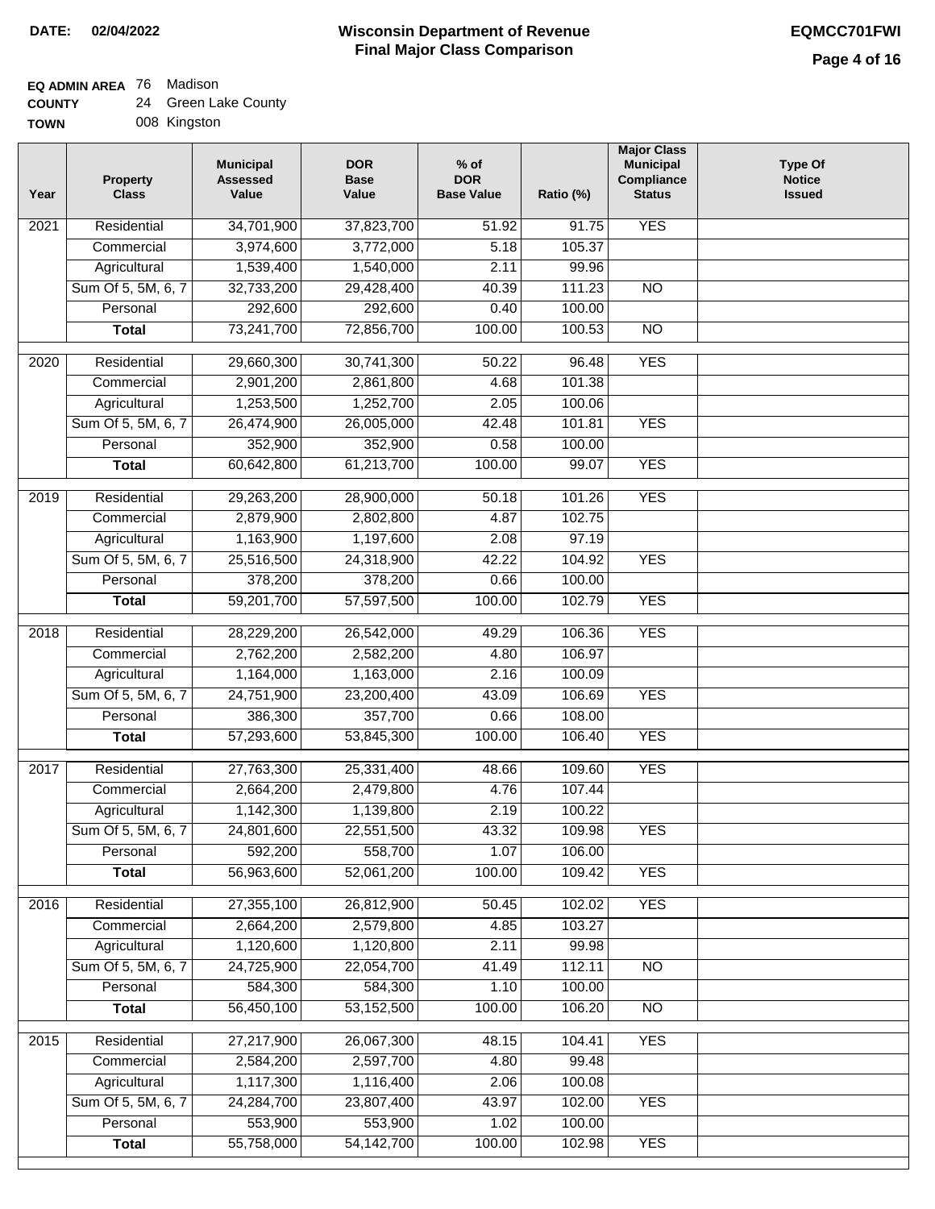**DATE:** 02/04/2022

# Wisconsin Department of Revenue
## Final Major Class Comparison

**EQMCC701FWI**

**EQ ADMIN AREA** 76 Madison
**COUNTY** 24 Green Lake County
**TOWN** 008 Kingston

| Year | Property Class | Municipal Assessed Value | DOR Base Value | % of DOR Base Value | Ratio (%) | Major Class Municipal Compliance Status | Type Of Notice Issued |
|---|---|---|---|---|---|---|---|
| 2021 | Residential | 34,701,900 | 37,823,700 | 51.92 | 91.75 | YES | |
| | Commercial | 3,974,600 | 3,772,000 | 5.18 | 105.37 | | |
| | Agricultural | 1,539,400 | 1,540,000 | 2.11 | 99.96 | | |
| | Sum Of 5, 5M, 6, 7 | 32,733,200 | 29,428,400 | 40.39 | 111.23 | NO | |
| | Personal | 292,600 | 292,600 | 0.40 | 100.00 | | |
| | **Total** | 73,241,700 | 72,856,700 | 100.00 | 100.53 | NO | |
| 2020 | Residential | 29,660,300 | 30,741,300 | 50.22 | 96.48 | YES | |
| | Commercial | 2,901,200 | 2,861,800 | 4.68 | 101.38 | | |
| | Agricultural | 1,253,500 | 1,252,700 | 2.05 | 100.06 | | |
| | Sum Of 5, 5M, 6, 7 | 26,474,900 | 26,005,000 | 42.48 | 101.81 | YES | |
| | Personal | 352,900 | 352,900 | 0.58 | 100.00 | | |
| | **Total** | 60,642,800 | 61,213,700 | 100.00 | 99.07 | YES | |
| 2019 | Residential | 29,263,200 | 28,900,000 | 50.18 | 101.26 | YES | |
| | Commercial | 2,879,900 | 2,802,800 | 4.87 | 102.75 | | |
| | Agricultural | 1,163,900 | 1,197,600 | 2.08 | 97.19 | | |
| | Sum Of 5, 5M, 6, 7 | 25,516,500 | 24,318,900 | 42.22 | 104.92 | YES | |
| | Personal | 378,200 | 378,200 | 0.66 | 100.00 | | |
| | **Total** | 59,201,700 | 57,597,500 | 100.00 | 102.79 | YES | |
| 2018 | Residential | 28,229,200 | 26,542,000 | 49.29 | 106.36 | YES | |
| | Commercial | 2,762,200 | 2,582,200 | 4.80 | 106.97 | | |
| | Agricultural | 1,164,000 | 1,163,000 | 2.16 | 100.09 | | |
| | Sum Of 5, 5M, 6, 7 | 24,751,900 | 23,200,400 | 43.09 | 106.69 | YES | |
| | Personal | 386,300 | 357,700 | 0.66 | 108.00 | | |
| | **Total** | 57,293,600 | 53,845,300 | 100.00 | 106.40 | YES | |
| 2017 | Residential | 27,763,300 | 25,331,400 | 48.66 | 109.60 | YES | |
| | Commercial | 2,664,200 | 2,479,800 | 4.76 | 107.44 | | |
| | Agricultural | 1,142,300 | 1,139,800 | 2.19 | 100.22 | | |
| | Sum Of 5, 5M, 6, 7 | 24,801,600 | 22,551,500 | 43.32 | 109.98 | YES | |
| | Personal | 592,200 | 558,700 | 1.07 | 106.00 | | |
| | **Total** | 56,963,600 | 52,061,200 | 100.00 | 109.42 | YES | |
| 2016 | Residential | 27,355,100 | 26,812,900 | 50.45 | 102.02 | YES | |
| | Commercial | 2,664,200 | 2,579,800 | 4.85 | 103.27 | | |
| | Agricultural | 1,120,600 | 1,120,800 | 2.11 | 99.98 | | |
| | Sum Of 5, 5M, 6, 7 | 24,725,900 | 22,054,700 | 41.49 | 112.11 | NO | |
| | Personal | 584,300 | 584,300 | 1.10 | 100.00 | | |
| | **Total** | 56,450,100 | 53,152,500 | 100.00 | 106.20 | NO | |
| 2015 | Residential | 27,217,900 | 26,067,300 | 48.15 | 104.41 | YES | |
| | Commercial | 2,584,200 | 2,597,700 | 4.80 | 99.48 | | |
| | Agricultural | 1,117,300 | 1,116,400 | 2.06 | 100.08 | | |
| | Sum Of 5, 5M, 6, 7 | 24,284,700 | 23,807,400 | 43.97 | 102.00 | YES | |
| | Personal | 553,900 | 553,900 | 1.02 | 100.00 | | |
| | **Total** | 55,758,000 | 54,142,700 | 100.00 | 102.98 | YES | |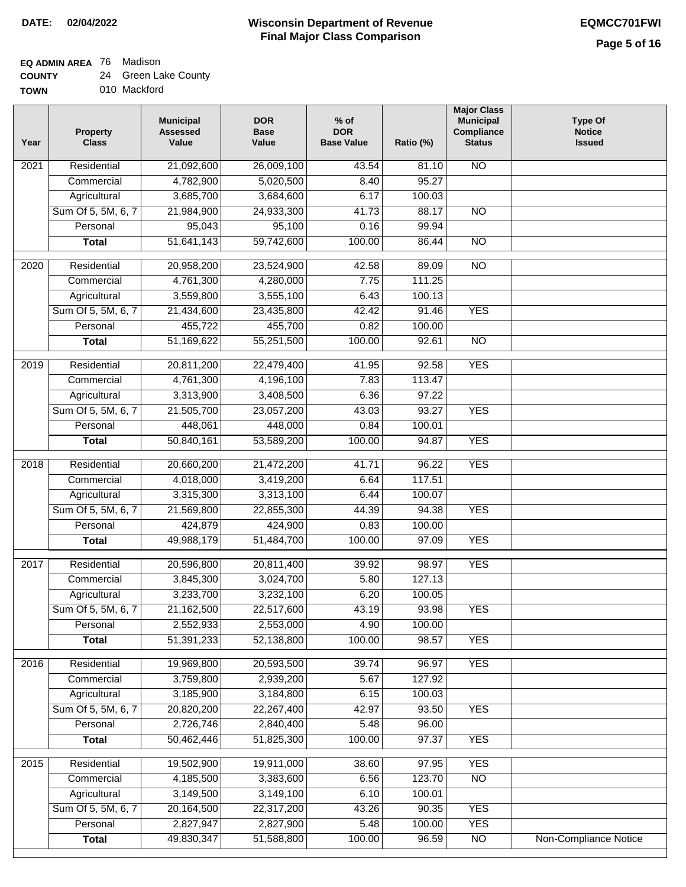**DATE:** 02/04/2022

# Wisconsin Department of Revenue
## Final Major Class Comparison

**EQMCC701FWI**

**EQ ADMIN AREA** 76 Madison
**COUNTY** 24 Green Lake County
**TOWN** 010 Mackford

| Year | Property Class | Municipal Assessed Value | DOR Base Value | % of DOR Base Value | Ratio (%) | Major Class Municipal Compliance Status | Type Of Notice Issued |
|---|---|---|---|---|---|---|---|
| 2021 | Residential | 21,092,600 | 26,009,100 | 43.54 | 81.10 | NO | |
| | Commercial | 4,782,900 | 5,020,500 | 8.40 | 95.27 | | |
| | Agricultural | 3,685,700 | 3,684,600 | 6.17 | 100.03 | | |
| | Sum Of 5, 5M, 6, 7 | 21,984,900 | 24,933,300 | 41.73 | 88.17 | NO | |
| | Personal | 95,043 | 95,100 | 0.16 | 99.94 | | |
| | **Total** | 51,641,143 | 59,742,600 | 100.00 | 86.44 | NO | |
| 2020 | Residential | 20,958,200 | 23,524,900 | 42.58 | 89.09 | NO | |
| | Commercial | 4,761,300 | 4,280,000 | 7.75 | 111.25 | | |
| | Agricultural | 3,559,800 | 3,555,100 | 6.43 | 100.13 | | |
| | Sum Of 5, 5M, 6, 7 | 21,434,600 | 23,435,800 | 42.42 | 91.46 | YES | |
| | Personal | 455,722 | 455,700 | 0.82 | 100.00 | | |
| | **Total** | 51,169,622 | 55,251,500 | 100.00 | 92.61 | NO | |
| 2019 | Residential | 20,811,200 | 22,479,400 | 41.95 | 92.58 | YES | |
| | Commercial | 4,761,300 | 4,196,100 | 7.83 | 113.47 | | |
| | Agricultural | 3,313,900 | 3,408,500 | 6.36 | 97.22 | | |
| | Sum Of 5, 5M, 6, 7 | 21,505,700 | 23,057,200 | 43.03 | 93.27 | YES | |
| | Personal | 448,061 | 448,000 | 0.84 | 100.01 | | |
| | **Total** | 50,840,161 | 53,589,200 | 100.00 | 94.87 | YES | |
| 2018 | Residential | 20,660,200 | 21,472,200 | 41.71 | 96.22 | YES | |
| | Commercial | 4,018,000 | 3,419,200 | 6.64 | 117.51 | | |
| | Agricultural | 3,315,300 | 3,313,100 | 6.44 | 100.07 | | |
| | Sum Of 5, 5M, 6, 7 | 21,569,800 | 22,855,300 | 44.39 | 94.38 | YES | |
| | Personal | 424,879 | 424,900 | 0.83 | 100.00 | | |
| | **Total** | 49,988,179 | 51,484,700 | 100.00 | 97.09 | YES | |
| 2017 | Residential | 20,596,800 | 20,811,400 | 39.92 | 98.97 | YES | |
| | Commercial | 3,845,300 | 3,024,700 | 5.80 | 127.13 | | |
| | Agricultural | 3,233,700 | 3,232,100 | 6.20 | 100.05 | | |
| | Sum Of 5, 5M, 6, 7 | 21,162,500 | 22,517,600 | 43.19 | 93.98 | YES | |
| | Personal | 2,552,933 | 2,553,000 | 4.90 | 100.00 | | |
| | **Total** | 51,391,233 | 52,138,800 | 100.00 | 98.57 | YES | |
| 2016 | Residential | 19,969,800 | 20,593,500 | 39.74 | 96.97 | YES | |
| | Commercial | 3,759,800 | 2,939,200 | 5.67 | 127.92 | | |
| | Agricultural | 3,185,900 | 3,184,800 | 6.15 | 100.03 | | |
| | Sum Of 5, 5M, 6, 7 | 20,820,200 | 22,267,400 | 42.97 | 93.50 | YES | |
| | Personal | 2,726,746 | 2,840,400 | 5.48 | 96.00 | | |
| | **Total** | 50,462,446 | 51,825,300 | 100.00 | 97.37 | YES | |
| 2015 | Residential | 19,502,900 | 19,911,000 | 38.60 | 97.95 | YES | |
| | Commercial | 4,185,500 | 3,383,600 | 6.56 | 123.70 | NO | |
| | Agricultural | 3,149,500 | 3,149,100 | 6.10 | 100.01 | | |
| | Sum Of 5, 5M, 6, 7 | 20,164,500 | 22,317,200 | 43.26 | 90.35 | YES | |
| | Personal | 2,827,947 | 2,827,900 | 5.48 | 100.00 | YES | |
| | **Total** | 49,830,347 | 51,588,800 | 100.00 | 96.59 | NO | Non-Compliance Notice |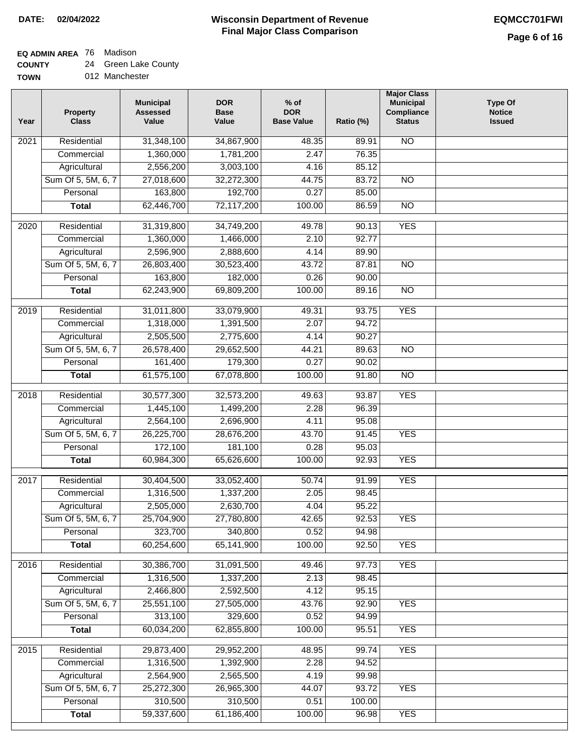**DATE:** 02/04/2022

# Wisconsin Department of Revenue
## Final Major Class Comparison

**EQMCC701FWI**

**EQ ADMIN AREA** 76 Madison
**COUNTY** 24 Green Lake County
**TOWN** 012 Manchester

| Year | Property Class | Municipal Assessed Value | DOR Base Value | % of DOR Base Value | Ratio (%) | Major Class Municipal Compliance Status | Type Of Notice Issued |
|---|---|---|---|---|---|---|---|
| 2021 | Residential | 31,348,100 | 34,867,900 | 48.35 | 89.91 | NO | |
| | Commercial | 1,360,000 | 1,781,200 | 2.47 | 76.35 | | |
| | Agricultural | 2,556,200 | 3,003,100 | 4.16 | 85.12 | | |
| | Sum Of 5, 5M, 6, 7 | 27,018,600 | 32,272,300 | 44.75 | 83.72 | NO | |
| | Personal | 163,800 | 192,700 | 0.27 | 85.00 | | |
| | **Total** | 62,446,700 | 72,117,200 | 100.00 | 86.59 | NO | |
| 2020 | Residential | 31,319,800 | 34,749,200 | 49.78 | 90.13 | YES | |
| | Commercial | 1,360,000 | 1,466,000 | 2.10 | 92.77 | | |
| | Agricultural | 2,596,900 | 2,888,600 | 4.14 | 89.90 | | |
| | Sum Of 5, 5M, 6, 7 | 26,803,400 | 30,523,400 | 43.72 | 87.81 | NO | |
| | Personal | 163,800 | 182,000 | 0.26 | 90.00 | | |
| | **Total** | 62,243,900 | 69,809,200 | 100.00 | 89.16 | NO | |
| 2019 | Residential | 31,011,800 | 33,079,900 | 49.31 | 93.75 | YES | |
| | Commercial | 1,318,000 | 1,391,500 | 2.07 | 94.72 | | |
| | Agricultural | 2,505,500 | 2,775,600 | 4.14 | 90.27 | | |
| | Sum Of 5, 5M, 6, 7 | 26,578,400 | 29,652,500 | 44.21 | 89.63 | NO | |
| | Personal | 161,400 | 179,300 | 0.27 | 90.02 | | |
| | **Total** | 61,575,100 | 67,078,800 | 100.00 | 91.80 | NO | |
| 2018 | Residential | 30,577,300 | 32,573,200 | 49.63 | 93.87 | YES | |
| | Commercial | 1,445,100 | 1,499,200 | 2.28 | 96.39 | | |
| | Agricultural | 2,564,100 | 2,696,900 | 4.11 | 95.08 | | |
| | Sum Of 5, 5M, 6, 7 | 26,225,700 | 28,676,200 | 43.70 | 91.45 | YES | |
| | Personal | 172,100 | 181,100 | 0.28 | 95.03 | | |
| | **Total** | 60,984,300 | 65,626,600 | 100.00 | 92.93 | YES | |
| 2017 | Residential | 30,404,500 | 33,052,400 | 50.74 | 91.99 | YES | |
| | Commercial | 1,316,500 | 1,337,200 | 2.05 | 98.45 | | |
| | Agricultural | 2,505,000 | 2,630,700 | 4.04 | 95.22 | | |
| | Sum Of 5, 5M, 6, 7 | 25,704,900 | 27,780,800 | 42.65 | 92.53 | YES | |
| | Personal | 323,700 | 340,800 | 0.52 | 94.98 | | |
| | **Total** | 60,254,600 | 65,141,900 | 100.00 | 92.50 | YES | |
| 2016 | Residential | 30,386,700 | 31,091,500 | 49.46 | 97.73 | YES | |
| | Commercial | 1,316,500 | 1,337,200 | 2.13 | 98.45 | | |
| | Agricultural | 2,466,800 | 2,592,500 | 4.12 | 95.15 | | |
| | Sum Of 5, 5M, 6, 7 | 25,551,100 | 27,505,000 | 43.76 | 92.90 | YES | |
| | Personal | 313,100 | 329,600 | 0.52 | 94.99 | | |
| | **Total** | 60,034,200 | 62,855,800 | 100.00 | 95.51 | YES | |
| 2015 | Residential | 29,873,400 | 29,952,200 | 48.95 | 99.74 | YES | |
| | Commercial | 1,316,500 | 1,392,900 | 2.28 | 94.52 | | |
| | Agricultural | 2,564,900 | 2,565,500 | 4.19 | 99.98 | | |
| | Sum Of 5, 5M, 6, 7 | 25,272,300 | 26,965,300 | 44.07 | 93.72 | YES | |
| | Personal | 310,500 | 310,500 | 0.51 | 100.00 | | |
| | **Total** | 59,337,600 | 61,186,400 | 100.00 | 96.98 | YES | |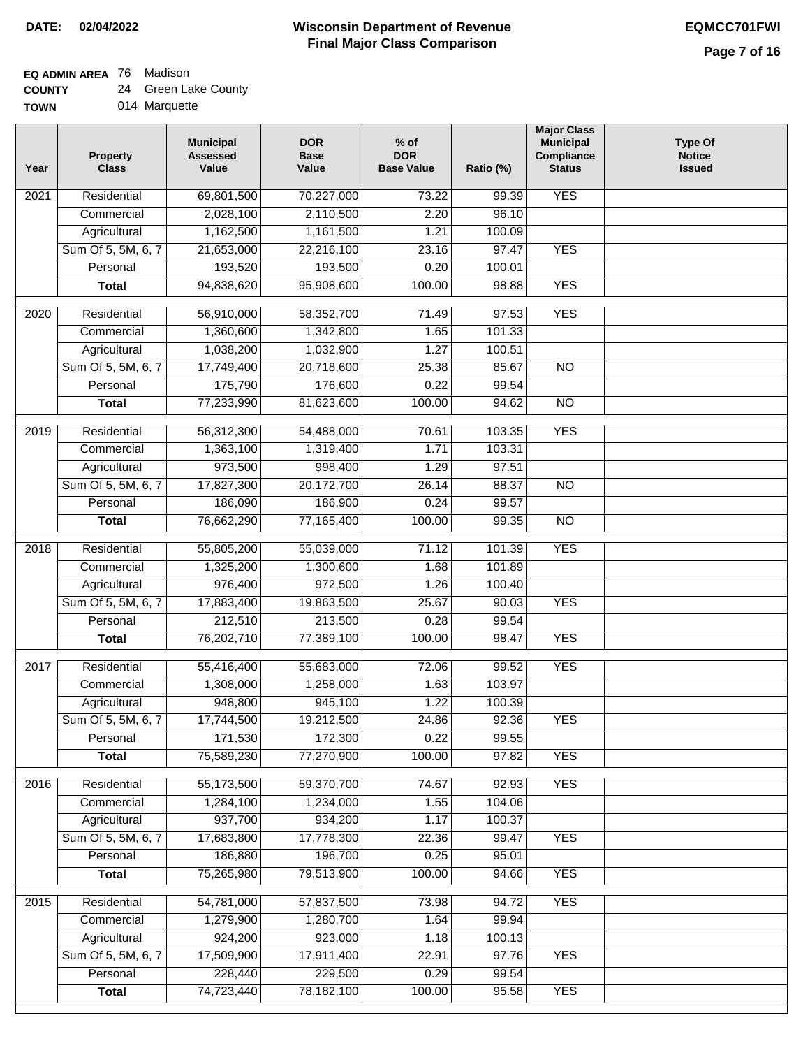**DATE:** 02/04/2022

# Wisconsin Department of Revenue
## Final Major Class Comparison

**EQMCC701FWI**

**EQ ADMIN AREA** 76 Madison
**COUNTY** 24 Green Lake County
**TOWN** 014 Marquette

| Year | Property Class | Municipal Assessed Value | DOR Base Value | % of DOR Base Value | Ratio (%) | Major Class Municipal Compliance Status | Type Of Notice Issued |
|---|---|---|---|---|---|---|---|
| 2021 | Residential | 69,801,500 | 70,227,000 | 73.22 | 99.39 | YES | |
| | Commercial | 2,028,100 | 2,110,500 | 2.20 | 96.10 | | |
| | Agricultural | 1,162,500 | 1,161,500 | 1.21 | 100.09 | | |
| | Sum Of 5, 5M, 6, 7 | 21,653,000 | 22,216,100 | 23.16 | 97.47 | YES | |
| | Personal | 193,520 | 193,500 | 0.20 | 100.01 | | |
| | **Total** | 94,838,620 | 95,908,600 | 100.00 | 98.88 | YES | |
| 2020 | Residential | 56,910,000 | 58,352,700 | 71.49 | 97.53 | YES | |
| | Commercial | 1,360,600 | 1,342,800 | 1.65 | 101.33 | | |
| | Agricultural | 1,038,200 | 1,032,900 | 1.27 | 100.51 | | |
| | Sum Of 5, 5M, 6, 7 | 17,749,400 | 20,718,600 | 25.38 | 85.67 | NO | |
| | Personal | 175,790 | 176,600 | 0.22 | 99.54 | | |
| | **Total** | 77,233,990 | 81,623,600 | 100.00 | 94.62 | NO | |
| 2019 | Residential | 56,312,300 | 54,488,000 | 70.61 | 103.35 | YES | |
| | Commercial | 1,363,100 | 1,319,400 | 1.71 | 103.31 | | |
| | Agricultural | 973,500 | 998,400 | 1.29 | 97.51 | | |
| | Sum Of 5, 5M, 6, 7 | 17,827,300 | 20,172,700 | 26.14 | 88.37 | NO | |
| | Personal | 186,090 | 186,900 | 0.24 | 99.57 | | |
| | **Total** | 76,662,290 | 77,165,400 | 100.00 | 99.35 | NO | |
| 2018 | Residential | 55,805,200 | 55,039,000 | 71.12 | 101.39 | YES | |
| | Commercial | 1,325,200 | 1,300,600 | 1.68 | 101.89 | | |
| | Agricultural | 976,400 | 972,500 | 1.26 | 100.40 | | |
| | Sum Of 5, 5M, 6, 7 | 17,883,400 | 19,863,500 | 25.67 | 90.03 | YES | |
| | Personal | 212,510 | 213,500 | 0.28 | 99.54 | | |
| | **Total** | 76,202,710 | 77,389,100 | 100.00 | 98.47 | YES | |
| 2017 | Residential | 55,416,400 | 55,683,000 | 72.06 | 99.52 | YES | |
| | Commercial | 1,308,000 | 1,258,000 | 1.63 | 103.97 | | |
| | Agricultural | 948,800 | 945,100 | 1.22 | 100.39 | | |
| | Sum Of 5, 5M, 6, 7 | 17,744,500 | 19,212,500 | 24.86 | 92.36 | YES | |
| | Personal | 171,530 | 172,300 | 0.22 | 99.55 | | |
| | **Total** | 75,589,230 | 77,270,900 | 100.00 | 97.82 | YES | |
| 2016 | Residential | 55,173,500 | 59,370,700 | 74.67 | 92.93 | YES | |
| | Commercial | 1,284,100 | 1,234,000 | 1.55 | 104.06 | | |
| | Agricultural | 937,700 | 934,200 | 1.17 | 100.37 | | |
| | Sum Of 5, 5M, 6, 7 | 17,683,800 | 17,778,300 | 22.36 | 99.47 | YES | |
| | Personal | 186,880 | 196,700 | 0.25 | 95.01 | | |
| | **Total** | 75,265,980 | 79,513,900 | 100.00 | 94.66 | YES | |
| 2015 | Residential | 54,781,000 | 57,837,500 | 73.98 | 94.72 | YES | |
| | Commercial | 1,279,900 | 1,280,700 | 1.64 | 99.94 | | |
| | Agricultural | 924,200 | 923,000 | 1.18 | 100.13 | | |
| | Sum Of 5, 5M, 6, 7 | 17,509,900 | 17,911,400 | 22.91 | 97.76 | YES | |
| | Personal | 228,440 | 229,500 | 0.29 | 99.54 | | |
| | **Total** | 74,723,440 | 78,182,100 | 100.00 | 95.58 | YES | |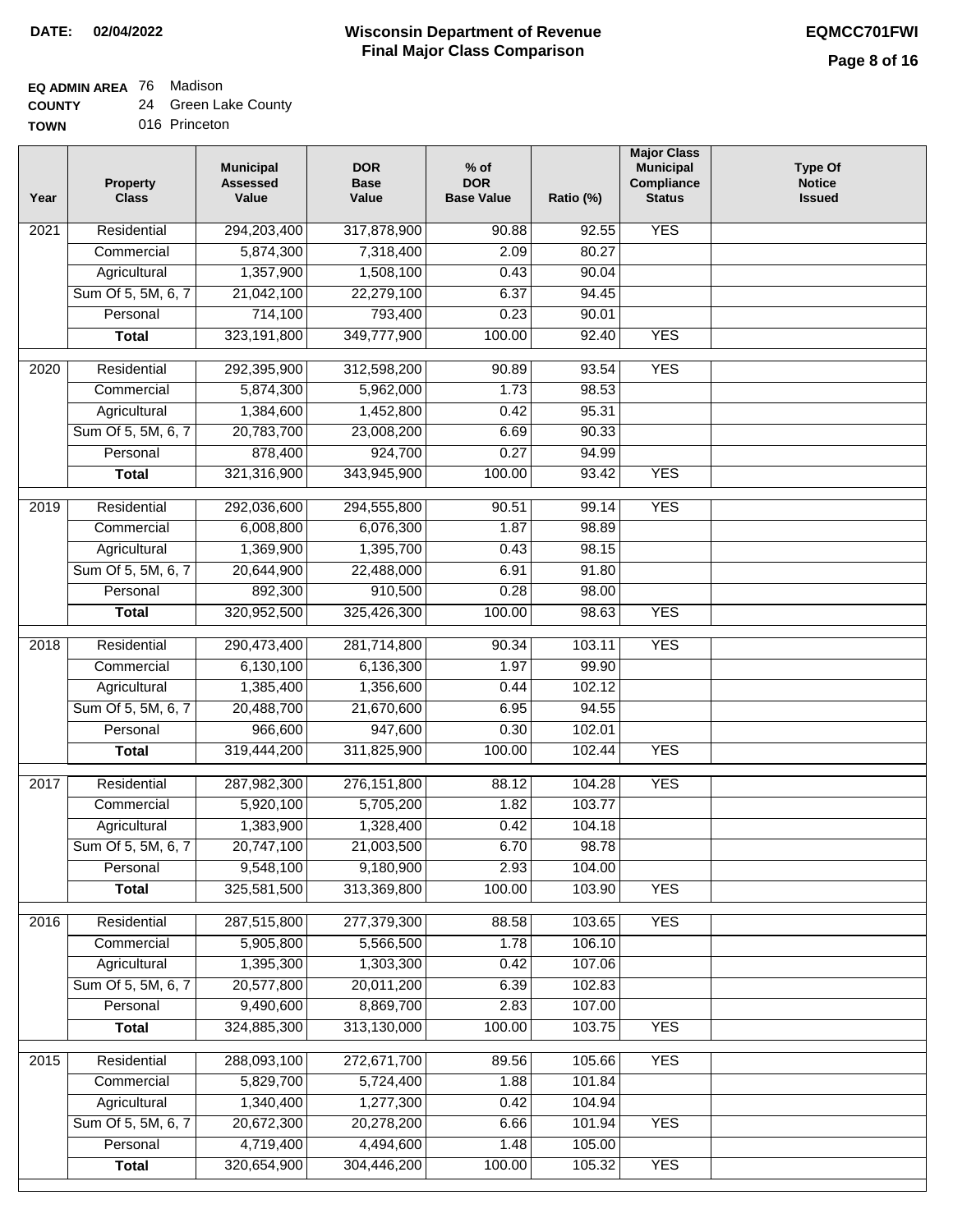**DATE:** 02/04/2022

# Wisconsin Department of Revenue
## Final Major Class Comparison

**EQMCC701FWI**

**EQ ADMIN AREA** 76 Madison
**COUNTY** 24 Green Lake County
**TOWN** 016 Princeton

| Year | Property Class | Municipal Assessed Value | DOR Base Value | % of DOR Base Value | Ratio (%) | Major Class Municipal Compliance Status | Type Of Notice Issued |
|---|---|---|---|---|---|---|---|
| 2021 | Residential | 294,203,400 | 317,878,900 | 90.88 | 92.55 | YES | |
| | Commercial | 5,874,300 | 7,318,400 | 2.09 | 80.27 | | |
| | Agricultural | 1,357,900 | 1,508,100 | 0.43 | 90.04 | | |
| | Sum Of 5, 5M, 6, 7 | 21,042,100 | 22,279,100 | 6.37 | 94.45 | | |
| | Personal | 714,100 | 793,400 | 0.23 | 90.01 | | |
| | **Total** | 323,191,800 | 349,777,900 | 100.00 | 92.40 | YES | |
| 2020 | Residential | 292,395,900 | 312,598,200 | 90.89 | 93.54 | YES | |
| | Commercial | 5,874,300 | 5,962,000 | 1.73 | 98.53 | | |
| | Agricultural | 1,384,600 | 1,452,800 | 0.42 | 95.31 | | |
| | Sum Of 5, 5M, 6, 7 | 20,783,700 | 23,008,200 | 6.69 | 90.33 | | |
| | Personal | 878,400 | 924,700 | 0.27 | 94.99 | | |
| | **Total** | 321,316,900 | 343,945,900 | 100.00 | 93.42 | YES | |
| 2019 | Residential | 292,036,600 | 294,555,800 | 90.51 | 99.14 | YES | |
| | Commercial | 6,008,800 | 6,076,300 | 1.87 | 98.89 | | |
| | Agricultural | 1,369,900 | 1,395,700 | 0.43 | 98.15 | | |
| | Sum Of 5, 5M, 6, 7 | 20,644,900 | 22,488,000 | 6.91 | 91.80 | | |
| | Personal | 892,300 | 910,500 | 0.28 | 98.00 | | |
| | **Total** | 320,952,500 | 325,426,300 | 100.00 | 98.63 | YES | |
| 2018 | Residential | 290,473,400 | 281,714,800 | 90.34 | 103.11 | YES | |
| | Commercial | 6,130,100 | 6,136,300 | 1.97 | 99.90 | | |
| | Agricultural | 1,385,400 | 1,356,600 | 0.44 | 102.12 | | |
| | Sum Of 5, 5M, 6, 7 | 20,488,700 | 21,670,600 | 6.95 | 94.55 | | |
| | Personal | 966,600 | 947,600 | 0.30 | 102.01 | | |
| | **Total** | 319,444,200 | 311,825,900 | 100.00 | 102.44 | YES | |
| 2017 | Residential | 287,982,300 | 276,151,800 | 88.12 | 104.28 | YES | |
| | Commercial | 5,920,100 | 5,705,200 | 1.82 | 103.77 | | |
| | Agricultural | 1,383,900 | 1,328,400 | 0.42 | 104.18 | | |
| | Sum Of 5, 5M, 6, 7 | 20,747,100 | 21,003,500 | 6.70 | 98.78 | | |
| | Personal | 9,548,100 | 9,180,900 | 2.93 | 104.00 | | |
| | **Total** | 325,581,500 | 313,369,800 | 100.00 | 103.90 | YES | |
| 2016 | Residential | 287,515,800 | 277,379,300 | 88.58 | 103.65 | YES | |
| | Commercial | 5,905,800 | 5,566,500 | 1.78 | 106.10 | | |
| | Agricultural | 1,395,300 | 1,303,300 | 0.42 | 107.06 | | |
| | Sum Of 5, 5M, 6, 7 | 20,577,800 | 20,011,200 | 6.39 | 102.83 | | |
| | Personal | 9,490,600 | 8,869,700 | 2.83 | 107.00 | | |
| | **Total** | 324,885,300 | 313,130,000 | 100.00 | 103.75 | YES | |
| 2015 | Residential | 288,093,100 | 272,671,700 | 89.56 | 105.66 | YES | |
| | Commercial | 5,829,700 | 5,724,400 | 1.88 | 101.84 | | |
| | Agricultural | 1,340,400 | 1,277,300 | 0.42 | 104.94 | | |
| | Sum Of 5, 5M, 6, 7 | 20,672,300 | 20,278,200 | 6.66 | 101.94 | YES | |
| | Personal | 4,719,400 | 4,494,600 | 1.48 | 105.00 | | |
| | **Total** | 320,654,900 | 304,446,200 | 100.00 | 105.32 | YES | |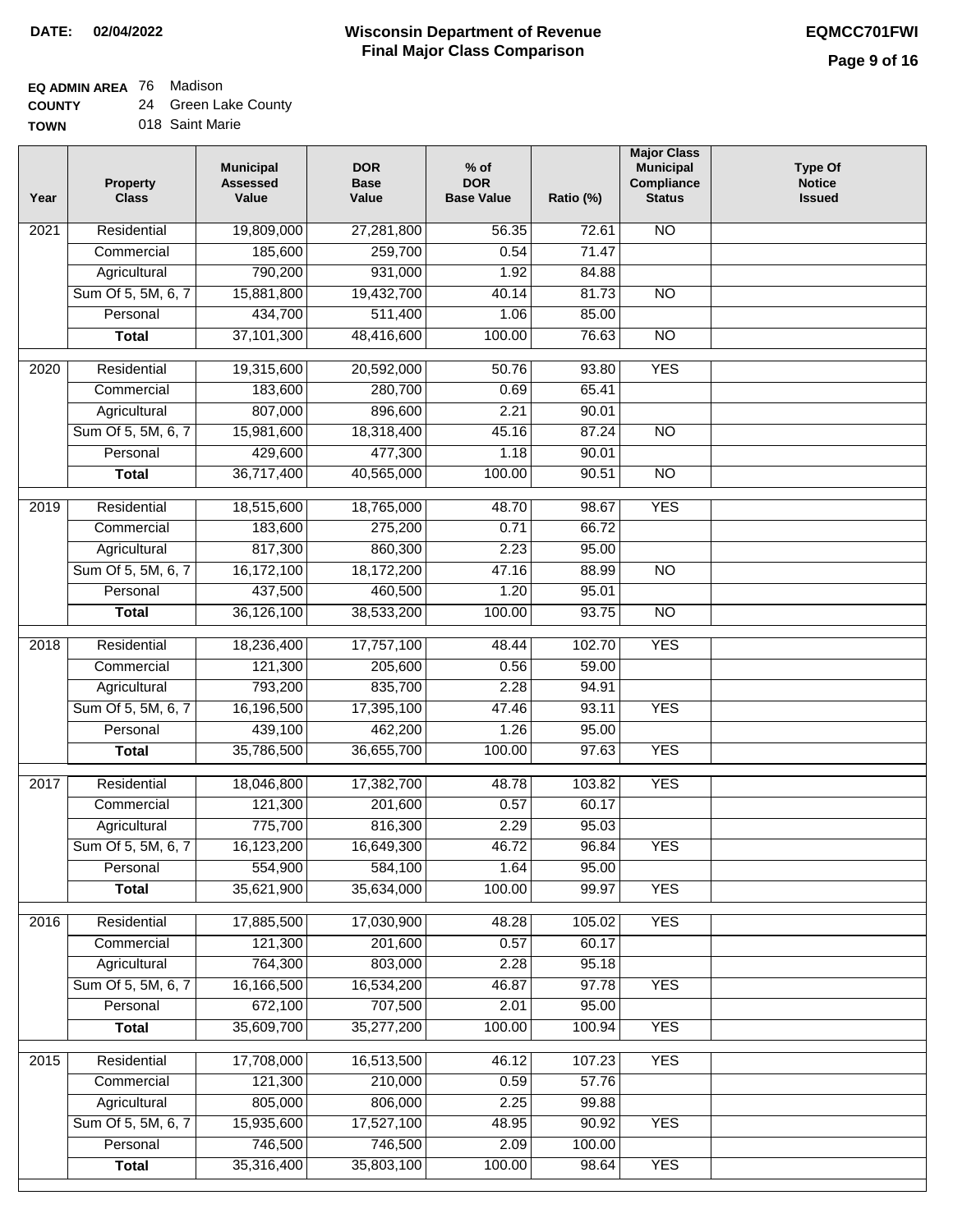**DATE: 02/04/2022**

# Wisconsin Department of Revenue
## Final Major Class Comparison

**EQMCC701FWI**

**EQ ADMIN AREA** 76 Madison
**COUNTY** 24 Green Lake County
**TOWN** 018 Saint Marie

| Year | Property Class | Municipal Assessed Value | DOR Base Value | % of DOR Base Value | Ratio (%) | Major Class Municipal Compliance Status | Type Of Notice Issued |
|---|---|---|---|---|---|---|---|
| 2021 | Residential | 19,809,000 | 27,281,800 | 56.35 | 72.61 | NO | |
| | Commercial | 185,600 | 259,700 | 0.54 | 71.47 | | |
| | Agricultural | 790,200 | 931,000 | 1.92 | 84.88 | | |
| | Sum Of 5, 5M, 6, 7 | 15,881,800 | 19,432,700 | 40.14 | 81.73 | NO | |
| | Personal | 434,700 | 511,400 | 1.06 | 85.00 | | |
| | **Total** | 37,101,300 | 48,416,600 | 100.00 | 76.63 | NO | |
| 2020 | Residential | 19,315,600 | 20,592,000 | 50.76 | 93.80 | YES | |
| | Commercial | 183,600 | 280,700 | 0.69 | 65.41 | | |
| | Agricultural | 807,000 | 896,600 | 2.21 | 90.01 | | |
| | Sum Of 5, 5M, 6, 7 | 15,981,600 | 18,318,400 | 45.16 | 87.24 | NO | |
| | Personal | 429,600 | 477,300 | 1.18 | 90.01 | | |
| | **Total** | 36,717,400 | 40,565,000 | 100.00 | 90.51 | NO | |
| 2019 | Residential | 18,515,600 | 18,765,000 | 48.70 | 98.67 | YES | |
| | Commercial | 183,600 | 275,200 | 0.71 | 66.72 | | |
| | Agricultural | 817,300 | 860,300 | 2.23 | 95.00 | | |
| | Sum Of 5, 5M, 6, 7 | 16,172,100 | 18,172,200 | 47.16 | 88.99 | NO | |
| | Personal | 437,500 | 460,500 | 1.20 | 95.01 | | |
| | **Total** | 36,126,100 | 38,533,200 | 100.00 | 93.75 | NO | |
| 2018 | Residential | 18,236,400 | 17,757,100 | 48.44 | 102.70 | YES | |
| | Commercial | 121,300 | 205,600 | 0.56 | 59.00 | | |
| | Agricultural | 793,200 | 835,700 | 2.28 | 94.91 | | |
| | Sum Of 5, 5M, 6, 7 | 16,196,500 | 17,395,100 | 47.46 | 93.11 | YES | |
| | Personal | 439,100 | 462,200 | 1.26 | 95.00 | | |
| | **Total** | 35,786,500 | 36,655,700 | 100.00 | 97.63 | YES | |
| 2017 | Residential | 18,046,800 | 17,382,700 | 48.78 | 103.82 | YES | |
| | Commercial | 121,300 | 201,600 | 0.57 | 60.17 | | |
| | Agricultural | 775,700 | 816,300 | 2.29 | 95.03 | | |
| | Sum Of 5, 5M, 6, 7 | 16,123,200 | 16,649,300 | 46.72 | 96.84 | YES | |
| | Personal | 554,900 | 584,100 | 1.64 | 95.00 | | |
| | **Total** | 35,621,900 | 35,634,000 | 100.00 | 99.97 | YES | |
| 2016 | Residential | 17,885,500 | 17,030,900 | 48.28 | 105.02 | YES | |
| | Commercial | 121,300 | 201,600 | 0.57 | 60.17 | | |
| | Agricultural | 764,300 | 803,000 | 2.28 | 95.18 | | |
| | Sum Of 5, 5M, 6, 7 | 16,166,500 | 16,534,200 | 46.87 | 97.78 | YES | |
| | Personal | 672,100 | 707,500 | 2.01 | 95.00 | | |
| | **Total** | 35,609,700 | 35,277,200 | 100.00 | 100.94 | YES | |
| 2015 | Residential | 17,708,000 | 16,513,500 | 46.12 | 107.23 | YES | |
| | Commercial | 121,300 | 210,000 | 0.59 | 57.76 | | |
| | Agricultural | 805,000 | 806,000 | 2.25 | 99.88 | | |
| | Sum Of 5, 5M, 6, 7 | 15,935,600 | 17,527,100 | 48.95 | 90.92 | YES | |
| | Personal | 746,500 | 746,500 | 2.09 | 100.00 | | |
| | **Total** | 35,316,400 | 35,803,100 | 100.00 | 98.64 | YES | |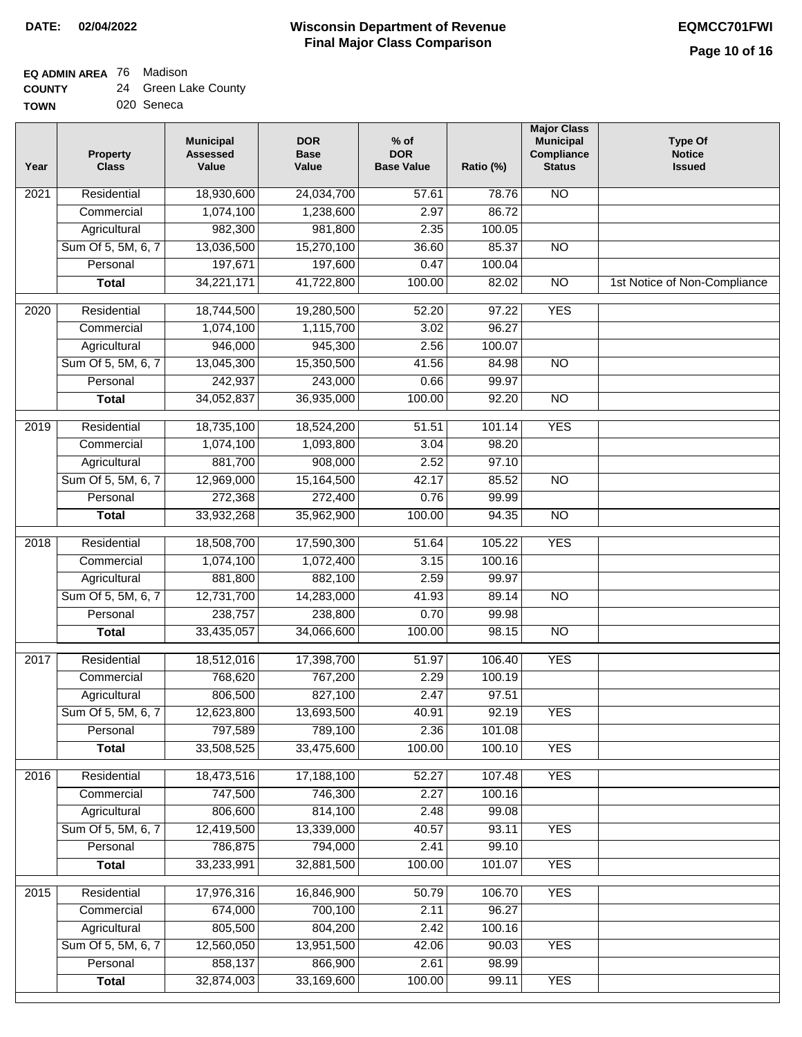DATE: 02/04/2022

# Wisconsin Department of Revenue
## Final Major Class Comparison

EQMCC701FWI

**EQ ADMIN AREA** 76 Madison
**COUNTY** 24 Green Lake County
**TOWN** 020 Seneca

| Year | Property Class | Municipal Assessed Value | DOR Base Value | % of DOR Base Value | Ratio (%) | Major Class Municipal Compliance Status | Type Of Notice Issued |
|---|---|---|---|---|---|---|---|
| 2021 | Residential | 18,930,600 | 24,034,700 | 57.61 | 78.76 | NO | |
| | Commercial | 1,074,100 | 1,238,600 | 2.97 | 86.72 | | |
| | Agricultural | 982,300 | 981,800 | 2.35 | 100.05 | | |
| | Sum Of 5, 5M, 6, 7 | 13,036,500 | 15,270,100 | 36.60 | 85.37 | NO | |
| | Personal | 197,671 | 197,600 | 0.47 | 100.04 | | |
| | **Total** | 34,221,171 | 41,722,800 | 100.00 | 82.02 | NO | 1st Notice of Non-Compliance |
| 2020 | Residential | 18,744,500 | 19,280,500 | 52.20 | 97.22 | YES | |
| | Commercial | 1,074,100 | 1,115,700 | 3.02 | 96.27 | | |
| | Agricultural | 946,000 | 945,300 | 2.56 | 100.07 | | |
| | Sum Of 5, 5M, 6, 7 | 13,045,300 | 15,350,500 | 41.56 | 84.98 | NO | |
| | Personal | 242,937 | 243,000 | 0.66 | 99.97 | | |
| | **Total** | 34,052,837 | 36,935,000 | 100.00 | 92.20 | NO | |
| 2019 | Residential | 18,735,100 | 18,524,200 | 51.51 | 101.14 | YES | |
| | Commercial | 1,074,100 | 1,093,800 | 3.04 | 98.20 | | |
| | Agricultural | 881,700 | 908,000 | 2.52 | 97.10 | | |
| | Sum Of 5, 5M, 6, 7 | 12,969,000 | 15,164,500 | 42.17 | 85.52 | NO | |
| | Personal | 272,368 | 272,400 | 0.76 | 99.99 | | |
| | **Total** | 33,932,268 | 35,962,900 | 100.00 | 94.35 | NO | |
| 2018 | Residential | 18,508,700 | 17,590,300 | 51.64 | 105.22 | YES | |
| | Commercial | 1,074,100 | 1,072,400 | 3.15 | 100.16 | | |
| | Agricultural | 881,800 | 882,100 | 2.59 | 99.97 | | |
| | Sum Of 5, 5M, 6, 7 | 12,731,700 | 14,283,000 | 41.93 | 89.14 | NO | |
| | Personal | 238,757 | 238,800 | 0.70 | 99.98 | | |
| | **Total** | 33,435,057 | 34,066,600 | 100.00 | 98.15 | NO | |
| 2017 | Residential | 18,512,016 | 17,398,700 | 51.97 | 106.40 | YES | |
| | Commercial | 768,620 | 767,200 | 2.29 | 100.19 | | |
| | Agricultural | 806,500 | 827,100 | 2.47 | 97.51 | | |
| | Sum Of 5, 5M, 6, 7 | 12,623,800 | 13,693,500 | 40.91 | 92.19 | YES | |
| | Personal | 797,589 | 789,100 | 2.36 | 101.08 | | |
| | **Total** | 33,508,525 | 33,475,600 | 100.00 | 100.10 | YES | |
| 2016 | Residential | 18,473,516 | 17,188,100 | 52.27 | 107.48 | YES | |
| | Commercial | 747,500 | 746,300 | 2.27 | 100.16 | | |
| | Agricultural | 806,600 | 814,100 | 2.48 | 99.08 | | |
| | Sum Of 5, 5M, 6, 7 | 12,419,500 | 13,339,000 | 40.57 | 93.11 | YES | |
| | Personal | 786,875 | 794,000 | 2.41 | 99.10 | | |
| | **Total** | 33,233,991 | 32,881,500 | 100.00 | 101.07 | YES | |
| 2015 | Residential | 17,976,316 | 16,846,900 | 50.79 | 106.70 | YES | |
| | Commercial | 674,000 | 700,100 | 2.11 | 96.27 | | |
| | Agricultural | 805,500 | 804,200 | 2.42 | 100.16 | | |
| | Sum Of 5, 5M, 6, 7 | 12,560,050 | 13,951,500 | 42.06 | 90.03 | YES | |
| | Personal | 858,137 | 866,900 | 2.61 | 98.99 | | |
| | **Total** | 32,874,003 | 33,169,600 | 100.00 | 99.11 | YES | |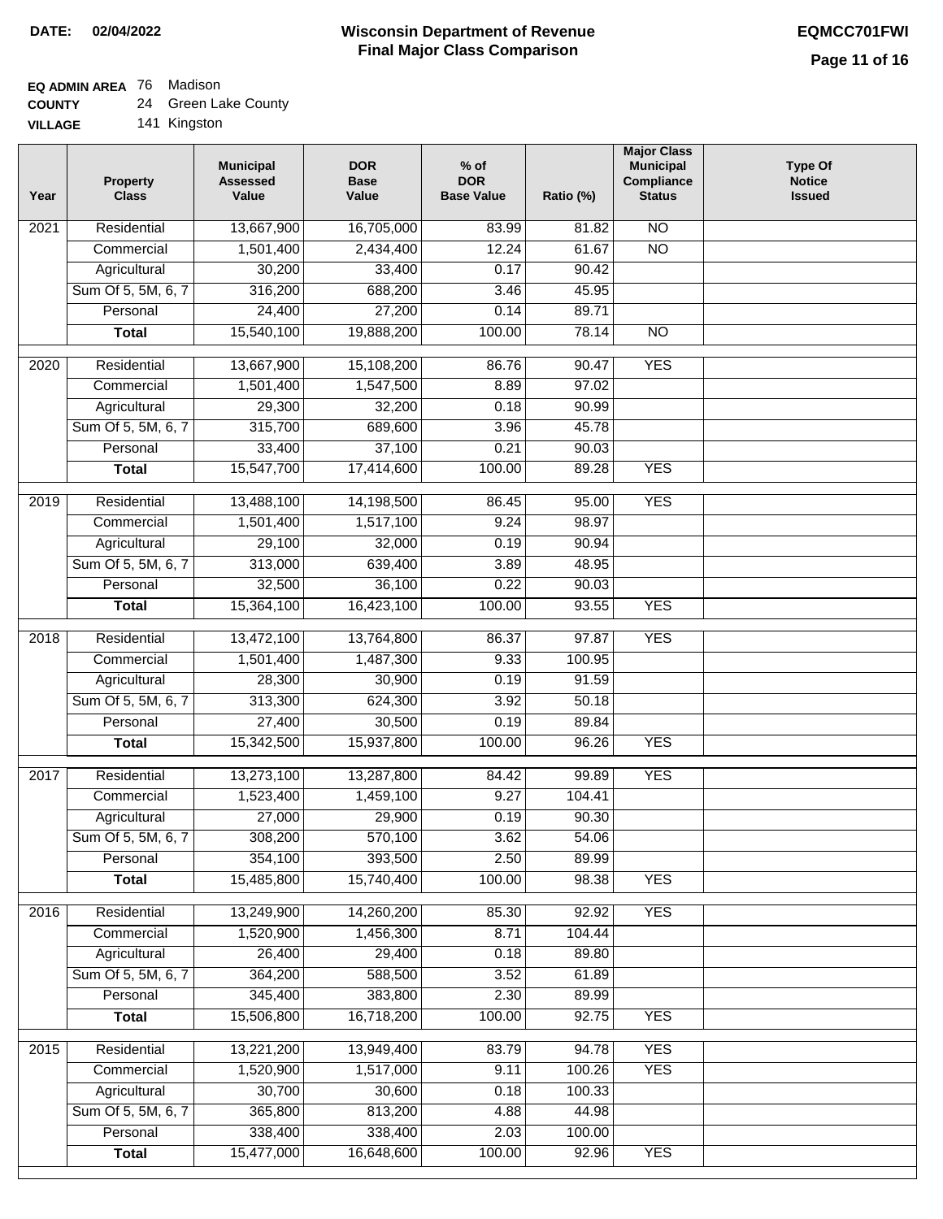**DATE: 02/04/2022**

# Wisconsin Department of Revenue
## Final Major Class Comparison

**EQMCC701FWI**

**EQ ADMIN AREA** 76 Madison
**COUNTY** 24 Green Lake County
**VILLAGE** 141 Kingston

| Year | Property Class | Municipal Assessed Value | DOR Base Value | % of DOR Base Value | Ratio (%) | Major Class Municipal Compliance Status | Type Of Notice Issued |
|---|---|---|---|---|---|---|---|
| 2021 | Residential | 13,667,900 | 16,705,000 | 83.99 | 81.82 | NO | |
| | Commercial | 1,501,400 | 2,434,400 | 12.24 | 61.67 | NO | |
| | Agricultural | 30,200 | 33,400 | 0.17 | 90.42 | | |
| | Sum Of 5, 5M, 6, 7 | 316,200 | 688,200 | 3.46 | 45.95 | | |
| | Personal | 24,400 | 27,200 | 0.14 | 89.71 | | |
| | **Total** | 15,540,100 | 19,888,200 | 100.00 | 78.14 | NO | |
| 2020 | Residential | 13,667,900 | 15,108,200 | 86.76 | 90.47 | YES | |
| | Commercial | 1,501,400 | 1,547,500 | 8.89 | 97.02 | | |
| | Agricultural | 29,300 | 32,200 | 0.18 | 90.99 | | |
| | Sum Of 5, 5M, 6, 7 | 315,700 | 689,600 | 3.96 | 45.78 | | |
| | Personal | 33,400 | 37,100 | 0.21 | 90.03 | | |
| | **Total** | 15,547,700 | 17,414,600 | 100.00 | 89.28 | YES | |
| 2019 | Residential | 13,488,100 | 14,198,500 | 86.45 | 95.00 | YES | |
| | Commercial | 1,501,400 | 1,517,100 | 9.24 | 98.97 | | |
| | Agricultural | 29,100 | 32,000 | 0.19 | 90.94 | | |
| | Sum Of 5, 5M, 6, 7 | 313,000 | 639,400 | 3.89 | 48.95 | | |
| | Personal | 32,500 | 36,100 | 0.22 | 90.03 | | |
| | **Total** | 15,364,100 | 16,423,100 | 100.00 | 93.55 | YES | |
| 2018 | Residential | 13,472,100 | 13,764,800 | 86.37 | 97.87 | YES | |
| | Commercial | 1,501,400 | 1,487,300 | 9.33 | 100.95 | | |
| | Agricultural | 28,300 | 30,900 | 0.19 | 91.59 | | |
| | Sum Of 5, 5M, 6, 7 | 313,300 | 624,300 | 3.92 | 50.18 | | |
| | Personal | 27,400 | 30,500 | 0.19 | 89.84 | | |
| | **Total** | 15,342,500 | 15,937,800 | 100.00 | 96.26 | YES | |
| 2017 | Residential | 13,273,100 | 13,287,800 | 84.42 | 99.89 | YES | |
| | Commercial | 1,523,400 | 1,459,100 | 9.27 | 104.41 | | |
| | Agricultural | 27,000 | 29,900 | 0.19 | 90.30 | | |
| | Sum Of 5, 5M, 6, 7 | 308,200 | 570,100 | 3.62 | 54.06 | | |
| | Personal | 354,100 | 393,500 | 2.50 | 89.99 | | |
| | **Total** | 15,485,800 | 15,740,400 | 100.00 | 98.38 | YES | |
| 2016 | Residential | 13,249,900 | 14,260,200 | 85.30 | 92.92 | YES | |
| | Commercial | 1,520,900 | 1,456,300 | 8.71 | 104.44 | | |
| | Agricultural | 26,400 | 29,400 | 0.18 | 89.80 | | |
| | Sum Of 5, 5M, 6, 7 | 364,200 | 588,500 | 3.52 | 61.89 | | |
| | Personal | 345,400 | 383,800 | 2.30 | 89.99 | | |
| | **Total** | 15,506,800 | 16,718,200 | 100.00 | 92.75 | YES | |
| 2015 | Residential | 13,221,200 | 13,949,400 | 83.79 | 94.78 | YES | |
| | Commercial | 1,520,900 | 1,517,000 | 9.11 | 100.26 | YES | |
| | Agricultural | 30,700 | 30,600 | 0.18 | 100.33 | | |
| | Sum Of 5, 5M, 6, 7 | 365,800 | 813,200 | 4.88 | 44.98 | | |
| | Personal | 338,400 | 338,400 | 2.03 | 100.00 | | |
| | **Total** | 15,477,000 | 16,648,600 | 100.00 | 92.96 | YES | |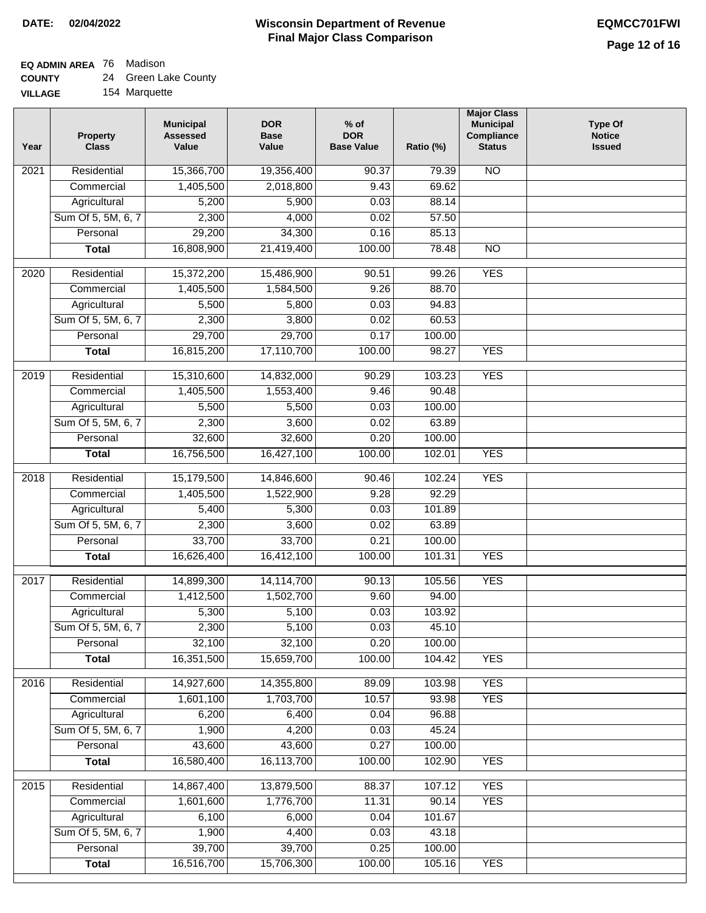**DATE:** 02/04/2022

# Wisconsin Department of Revenue
## Final Major Class Comparison

**EQMCC701FWI**

**EQ ADMIN AREA** 76 Madison
**COUNTY** 24 Green Lake County
**VILLAGE** 154 Marquette

| Year | Property Class | Municipal Assessed Value | DOR Base Value | % of DOR Base Value | Ratio (%) | Major Class Municipal Compliance Status | Type Of Notice Issued |
|---|---|---|---|---|---|---|---|
| 2021 | Residential | 15,366,700 | 19,356,400 | 90.37 | 79.39 | NO | |
| | Commercial | 1,405,500 | 2,018,800 | 9.43 | 69.62 | | |
| | Agricultural | 5,200 | 5,900 | 0.03 | 88.14 | | |
| | Sum Of 5, 5M, 6, 7 | 2,300 | 4,000 | 0.02 | 57.50 | | |
| | Personal | 29,200 | 34,300 | 0.16 | 85.13 | | |
| | **Total** | 16,808,900 | 21,419,400 | 100.00 | 78.48 | NO | |
| 2020 | Residential | 15,372,200 | 15,486,900 | 90.51 | 99.26 | YES | |
| | Commercial | 1,405,500 | 1,584,500 | 9.26 | 88.70 | | |
| | Agricultural | 5,500 | 5,800 | 0.03 | 94.83 | | |
| | Sum Of 5, 5M, 6, 7 | 2,300 | 3,800 | 0.02 | 60.53 | | |
| | Personal | 29,700 | 29,700 | 0.17 | 100.00 | | |
| | **Total** | 16,815,200 | 17,110,700 | 100.00 | 98.27 | YES | |
| 2019 | Residential | 15,310,600 | 14,832,000 | 90.29 | 103.23 | YES | |
| | Commercial | 1,405,500 | 1,553,400 | 9.46 | 90.48 | | |
| | Agricultural | 5,500 | 5,500 | 0.03 | 100.00 | | |
| | Sum Of 5, 5M, 6, 7 | 2,300 | 3,600 | 0.02 | 63.89 | | |
| | Personal | 32,600 | 32,600 | 0.20 | 100.00 | | |
| | **Total** | 16,756,500 | 16,427,100 | 100.00 | 102.01 | YES | |
| 2018 | Residential | 15,179,500 | 14,846,600 | 90.46 | 102.24 | YES | |
| | Commercial | 1,405,500 | 1,522,900 | 9.28 | 92.29 | | |
| | Agricultural | 5,400 | 5,300 | 0.03 | 101.89 | | |
| | Sum Of 5, 5M, 6, 7 | 2,300 | 3,600 | 0.02 | 63.89 | | |
| | Personal | 33,700 | 33,700 | 0.21 | 100.00 | | |
| | **Total** | 16,626,400 | 16,412,100 | 100.00 | 101.31 | YES | |
| 2017 | Residential | 14,899,300 | 14,114,700 | 90.13 | 105.56 | YES | |
| | Commercial | 1,412,500 | 1,502,700 | 9.60 | 94.00 | | |
| | Agricultural | 5,300 | 5,100 | 0.03 | 103.92 | | |
| | Sum Of 5, 5M, 6, 7 | 2,300 | 5,100 | 0.03 | 45.10 | | |
| | Personal | 32,100 | 32,100 | 0.20 | 100.00 | | |
| | **Total** | 16,351,500 | 15,659,700 | 100.00 | 104.42 | YES | |
| 2016 | Residential | 14,927,600 | 14,355,800 | 89.09 | 103.98 | YES | |
| | Commercial | 1,601,100 | 1,703,700 | 10.57 | 93.98 | YES | |
| | Agricultural | 6,200 | 6,400 | 0.04 | 96.88 | | |
| | Sum Of 5, 5M, 6, 7 | 1,900 | 4,200 | 0.03 | 45.24 | | |
| | Personal | 43,600 | 43,600 | 0.27 | 100.00 | | |
| | **Total** | 16,580,400 | 16,113,700 | 100.00 | 102.90 | YES | |
| 2015 | Residential | 14,867,400 | 13,879,500 | 88.37 | 107.12 | YES | |
| | Commercial | 1,601,600 | 1,776,700 | 11.31 | 90.14 | YES | |
| | Agricultural | 6,100 | 6,000 | 0.04 | 101.67 | | |
| | Sum Of 5, 5M, 6, 7 | 1,900 | 4,400 | 0.03 | 43.18 | | |
| | Personal | 39,700 | 39,700 | 0.25 | 100.00 | | |
| | **Total** | 16,516,700 | 15,706,300 | 100.00 | 105.16 | YES | |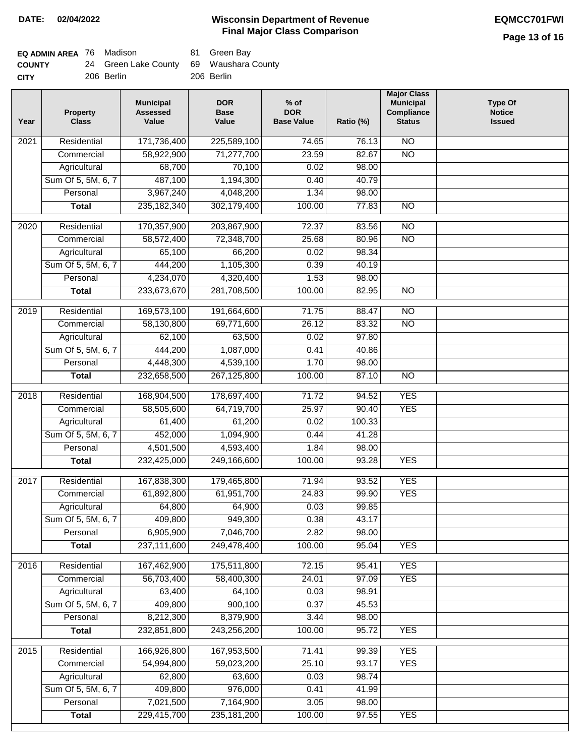**DATE: 02/04/2022**

# Wisconsin Department of Revenue
## Final Major Class Comparison

**EQMCC701FWI**

| | | | | |
|---|---|---|---|---|
| **EQ ADMIN AREA** | 76 | Madison | 81 | Green Bay |
| **COUNTY** | 24 | Green Lake County | 69 | Waushara County |
| **CITY** | 206 | Berlin | 206 | Berlin |

| Year | Property Class | Municipal Assessed Value | DOR Base Value | % of DOR Base Value | Ratio (%) | Major Class Municipal Compliance Status | Type Of Notice Issued |
|---|---|---|---|---|---|---|---|
| 2021 | Residential | 171,736,400 | 225,589,100 | 74.65 | 76.13 | NO | |
| | Commercial | 58,922,900 | 71,277,700 | 23.59 | 82.67 | NO | |
| | Agricultural | 68,700 | 70,100 | 0.02 | 98.00 | | |
| | Sum Of 5, 5M, 6, 7 | 487,100 | 1,194,300 | 0.40 | 40.79 | | |
| | Personal | 3,967,240 | 4,048,200 | 1.34 | 98.00 | | |
| | **Total** | 235,182,340 | 302,179,400 | 100.00 | 77.83 | NO | |
| 2020 | Residential | 170,357,900 | 203,867,900 | 72.37 | 83.56 | NO | |
| | Commercial | 58,572,400 | 72,348,700 | 25.68 | 80.96 | NO | |
| | Agricultural | 65,100 | 66,200 | 0.02 | 98.34 | | |
| | Sum Of 5, 5M, 6, 7 | 444,200 | 1,105,300 | 0.39 | 40.19 | | |
| | Personal | 4,234,070 | 4,320,400 | 1.53 | 98.00 | | |
| | **Total** | 233,673,670 | 281,708,500 | 100.00 | 82.95 | NO | |
| 2019 | Residential | 169,573,100 | 191,664,600 | 71.75 | 88.47 | NO | |
| | Commercial | 58,130,800 | 69,771,600 | 26.12 | 83.32 | NO | |
| | Agricultural | 62,100 | 63,500 | 0.02 | 97.80 | | |
| | Sum Of 5, 5M, 6, 7 | 444,200 | 1,087,000 | 0.41 | 40.86 | | |
| | Personal | 4,448,300 | 4,539,100 | 1.70 | 98.00 | | |
| | **Total** | 232,658,500 | 267,125,800 | 100.00 | 87.10 | NO | |
| 2018 | Residential | 168,904,500 | 178,697,400 | 71.72 | 94.52 | YES | |
| | Commercial | 58,505,600 | 64,719,700 | 25.97 | 90.40 | YES | |
| | Agricultural | 61,400 | 61,200 | 0.02 | 100.33 | | |
| | Sum Of 5, 5M, 6, 7 | 452,000 | 1,094,900 | 0.44 | 41.28 | | |
| | Personal | 4,501,500 | 4,593,400 | 1.84 | 98.00 | | |
| | **Total** | 232,425,000 | 249,166,600 | 100.00 | 93.28 | YES | |
| 2017 | Residential | 167,838,300 | 179,465,800 | 71.94 | 93.52 | YES | |
| | Commercial | 61,892,800 | 61,951,700 | 24.83 | 99.90 | YES | |
| | Agricultural | 64,800 | 64,900 | 0.03 | 99.85 | | |
| | Sum Of 5, 5M, 6, 7 | 409,800 | 949,300 | 0.38 | 43.17 | | |
| | Personal | 6,905,900 | 7,046,700 | 2.82 | 98.00 | | |
| | **Total** | 237,111,600 | 249,478,400 | 100.00 | 95.04 | YES | |
| 2016 | Residential | 167,462,900 | 175,511,800 | 72.15 | 95.41 | YES | |
| | Commercial | 56,703,400 | 58,400,300 | 24.01 | 97.09 | YES | |
| | Agricultural | 63,400 | 64,100 | 0.03 | 98.91 | | |
| | Sum Of 5, 5M, 6, 7 | 409,800 | 900,100 | 0.37 | 45.53 | | |
| | Personal | 8,212,300 | 8,379,900 | 3.44 | 98.00 | | |
| | **Total** | 232,851,800 | 243,256,200 | 100.00 | 95.72 | YES | |
| 2015 | Residential | 166,926,800 | 167,953,500 | 71.41 | 99.39 | YES | |
| | Commercial | 54,994,800 | 59,023,200 | 25.10 | 93.17 | YES | |
| | Agricultural | 62,800 | 63,600 | 0.03 | 98.74 | | |
| | Sum Of 5, 5M, 6, 7 | 409,800 | 976,000 | 0.41 | 41.99 | | |
| | Personal | 7,021,500 | 7,164,900 | 3.05 | 98.00 | | |
| | **Total** | 229,415,700 | 235,181,200 | 100.00 | 97.55 | YES | |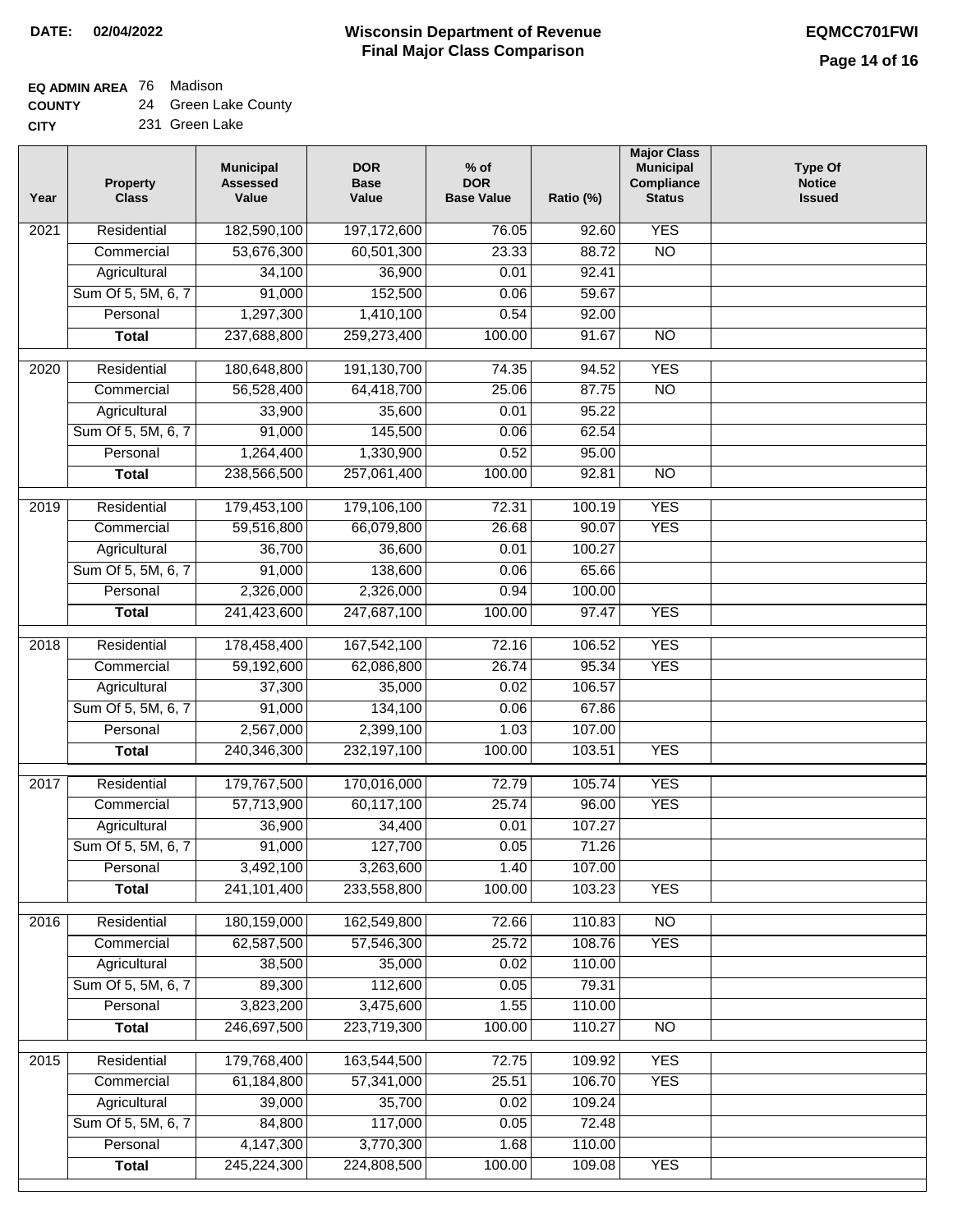**DATE:** 02/04/2022

# Wisconsin Department of Revenue
## Final Major Class Comparison

**EQMCC701FWI**

**EQ ADMIN AREA** 76 Madison
**COUNTY** 24 Green Lake County
**CITY** 231 Green Lake

| Year | Property Class | Municipal Assessed Value | DOR Base Value | % of DOR Base Value | Ratio (%) | Major Class Municipal Compliance Status | Type Of Notice Issued |
|---|---|---|---|---|---|---|---|
| 2021 | Residential | 182,590,100 | 197,172,600 | 76.05 | 92.60 | YES | |
| | Commercial | 53,676,300 | 60,501,300 | 23.33 | 88.72 | NO | |
| | Agricultural | 34,100 | 36,900 | 0.01 | 92.41 | | |
| | Sum Of 5, 5M, 6, 7 | 91,000 | 152,500 | 0.06 | 59.67 | | |
| | Personal | 1,297,300 | 1,410,100 | 0.54 | 92.00 | | |
| | **Total** | 237,688,800 | 259,273,400 | 100.00 | 91.67 | NO | |
| 2020 | Residential | 180,648,800 | 191,130,700 | 74.35 | 94.52 | YES | |
| | Commercial | 56,528,400 | 64,418,700 | 25.06 | 87.75 | NO | |
| | Agricultural | 33,900 | 35,600 | 0.01 | 95.22 | | |
| | Sum Of 5, 5M, 6, 7 | 91,000 | 145,500 | 0.06 | 62.54 | | |
| | Personal | 1,264,400 | 1,330,900 | 0.52 | 95.00 | | |
| | **Total** | 238,566,500 | 257,061,400 | 100.00 | 92.81 | NO | |
| 2019 | Residential | 179,453,100 | 179,106,100 | 72.31 | 100.19 | YES | |
| | Commercial | 59,516,800 | 66,079,800 | 26.68 | 90.07 | YES | |
| | Agricultural | 36,700 | 36,600 | 0.01 | 100.27 | | |
| | Sum Of 5, 5M, 6, 7 | 91,000 | 138,600 | 0.06 | 65.66 | | |
| | Personal | 2,326,000 | 2,326,000 | 0.94 | 100.00 | | |
| | **Total** | 241,423,600 | 247,687,100 | 100.00 | 97.47 | YES | |
| 2018 | Residential | 178,458,400 | 167,542,100 | 72.16 | 106.52 | YES | |
| | Commercial | 59,192,600 | 62,086,800 | 26.74 | 95.34 | YES | |
| | Agricultural | 37,300 | 35,000 | 0.02 | 106.57 | | |
| | Sum Of 5, 5M, 6, 7 | 91,000 | 134,100 | 0.06 | 67.86 | | |
| | Personal | 2,567,000 | 2,399,100 | 1.03 | 107.00 | | |
| | **Total** | 240,346,300 | 232,197,100 | 100.00 | 103.51 | YES | |
| 2017 | Residential | 179,767,500 | 170,016,000 | 72.79 | 105.74 | YES | |
| | Commercial | 57,713,900 | 60,117,100 | 25.74 | 96.00 | YES | |
| | Agricultural | 36,900 | 34,400 | 0.01 | 107.27 | | |
| | Sum Of 5, 5M, 6, 7 | 91,000 | 127,700 | 0.05 | 71.26 | | |
| | Personal | 3,492,100 | 3,263,600 | 1.40 | 107.00 | | |
| | **Total** | 241,101,400 | 233,558,800 | 100.00 | 103.23 | YES | |
| 2016 | Residential | 180,159,000 | 162,549,800 | 72.66 | 110.83 | NO | |
| | Commercial | 62,587,500 | 57,546,300 | 25.72 | 108.76 | YES | |
| | Agricultural | 38,500 | 35,000 | 0.02 | 110.00 | | |
| | Sum Of 5, 5M, 6, 7 | 89,300 | 112,600 | 0.05 | 79.31 | | |
| | Personal | 3,823,200 | 3,475,600 | 1.55 | 110.00 | | |
| | **Total** | 246,697,500 | 223,719,300 | 100.00 | 110.27 | NO | |
| 2015 | Residential | 179,768,400 | 163,544,500 | 72.75 | 109.92 | YES | |
| | Commercial | 61,184,800 | 57,341,000 | 25.51 | 106.70 | YES | |
| | Agricultural | 39,000 | 35,700 | 0.02 | 109.24 | | |
| | Sum Of 5, 5M, 6, 7 | 84,800 | 117,000 | 0.05 | 72.48 | | |
| | Personal | 4,147,300 | 3,770,300 | 1.68 | 110.00 | | |
| | **Total** | 245,224,300 | 224,808,500 | 100.00 | 109.08 | YES | |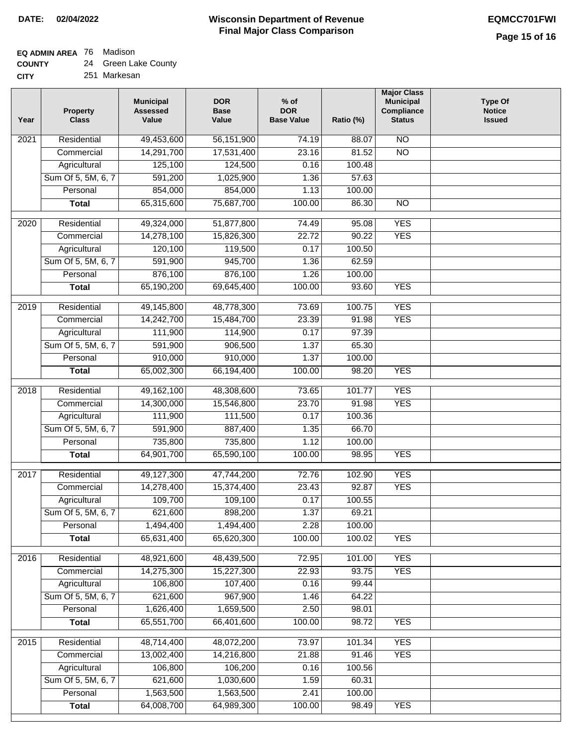**DATE:** 02/04/2022

# Wisconsin Department of Revenue
## Final Major Class Comparison

**EQMCC701FWI**

**EQ ADMIN AREA** 76 Madison
**COUNTY** 24 Green Lake County
**CITY** 251 Markesan

| Year | Property Class | Municipal Assessed Value | DOR Base Value | % of DOR Base Value | Ratio (%) | Major Class Municipal Compliance Status | Type Of Notice Issued |
|---|---|---|---|---|---|---|---|
| 2021 | Residential | 49,453,600 | 56,151,900 | 74.19 | 88.07 | NO | |
| | Commercial | 14,291,700 | 17,531,400 | 23.16 | 81.52 | NO | |
| | Agricultural | 125,100 | 124,500 | 0.16 | 100.48 | | |
| | Sum Of 5, 5M, 6, 7 | 591,200 | 1,025,900 | 1.36 | 57.63 | | |
| | Personal | 854,000 | 854,000 | 1.13 | 100.00 | | |
| | **Total** | 65,315,600 | 75,687,700 | 100.00 | 86.30 | NO | |
| 2020 | Residential | 49,324,000 | 51,877,800 | 74.49 | 95.08 | YES | |
| | Commercial | 14,278,100 | 15,826,300 | 22.72 | 90.22 | YES | |
| | Agricultural | 120,100 | 119,500 | 0.17 | 100.50 | | |
| | Sum Of 5, 5M, 6, 7 | 591,900 | 945,700 | 1.36 | 62.59 | | |
| | Personal | 876,100 | 876,100 | 1.26 | 100.00 | | |
| | **Total** | 65,190,200 | 69,645,400 | 100.00 | 93.60 | YES | |
| 2019 | Residential | 49,145,800 | 48,778,300 | 73.69 | 100.75 | YES | |
| | Commercial | 14,242,700 | 15,484,700 | 23.39 | 91.98 | YES | |
| | Agricultural | 111,900 | 114,900 | 0.17 | 97.39 | | |
| | Sum Of 5, 5M, 6, 7 | 591,900 | 906,500 | 1.37 | 65.30 | | |
| | Personal | 910,000 | 910,000 | 1.37 | 100.00 | | |
| | **Total** | 65,002,300 | 66,194,400 | 100.00 | 98.20 | YES | |
| 2018 | Residential | 49,162,100 | 48,308,600 | 73.65 | 101.77 | YES | |
| | Commercial | 14,300,000 | 15,546,800 | 23.70 | 91.98 | YES | |
| | Agricultural | 111,900 | 111,500 | 0.17 | 100.36 | | |
| | Sum Of 5, 5M, 6, 7 | 591,900 | 887,400 | 1.35 | 66.70 | | |
| | Personal | 735,800 | 735,800 | 1.12 | 100.00 | | |
| | **Total** | 64,901,700 | 65,590,100 | 100.00 | 98.95 | YES | |
| 2017 | Residential | 49,127,300 | 47,744,200 | 72.76 | 102.90 | YES | |
| | Commercial | 14,278,400 | 15,374,400 | 23.43 | 92.87 | YES | |
| | Agricultural | 109,700 | 109,100 | 0.17 | 100.55 | | |
| | Sum Of 5, 5M, 6, 7 | 621,600 | 898,200 | 1.37 | 69.21 | | |
| | Personal | 1,494,400 | 1,494,400 | 2.28 | 100.00 | | |
| | **Total** | 65,631,400 | 65,620,300 | 100.00 | 100.02 | YES | |
| 2016 | Residential | 48,921,600 | 48,439,500 | 72.95 | 101.00 | YES | |
| | Commercial | 14,275,300 | 15,227,300 | 22.93 | 93.75 | YES | |
| | Agricultural | 106,800 | 107,400 | 0.16 | 99.44 | | |
| | Sum Of 5, 5M, 6, 7 | 621,600 | 967,900 | 1.46 | 64.22 | | |
| | Personal | 1,626,400 | 1,659,500 | 2.50 | 98.01 | | |
| | **Total** | 65,551,700 | 66,401,600 | 100.00 | 98.72 | YES | |
| 2015 | Residential | 48,714,400 | 48,072,200 | 73.97 | 101.34 | YES | |
| | Commercial | 13,002,400 | 14,216,800 | 21.88 | 91.46 | YES | |
| | Agricultural | 106,800 | 106,200 | 0.16 | 100.56 | | |
| | Sum Of 5, 5M, 6, 7 | 621,600 | 1,030,600 | 1.59 | 60.31 | | |
| | Personal | 1,563,500 | 1,563,500 | 2.41 | 100.00 | | |
| | **Total** | 64,008,700 | 64,989,300 | 100.00 | 98.49 | YES | |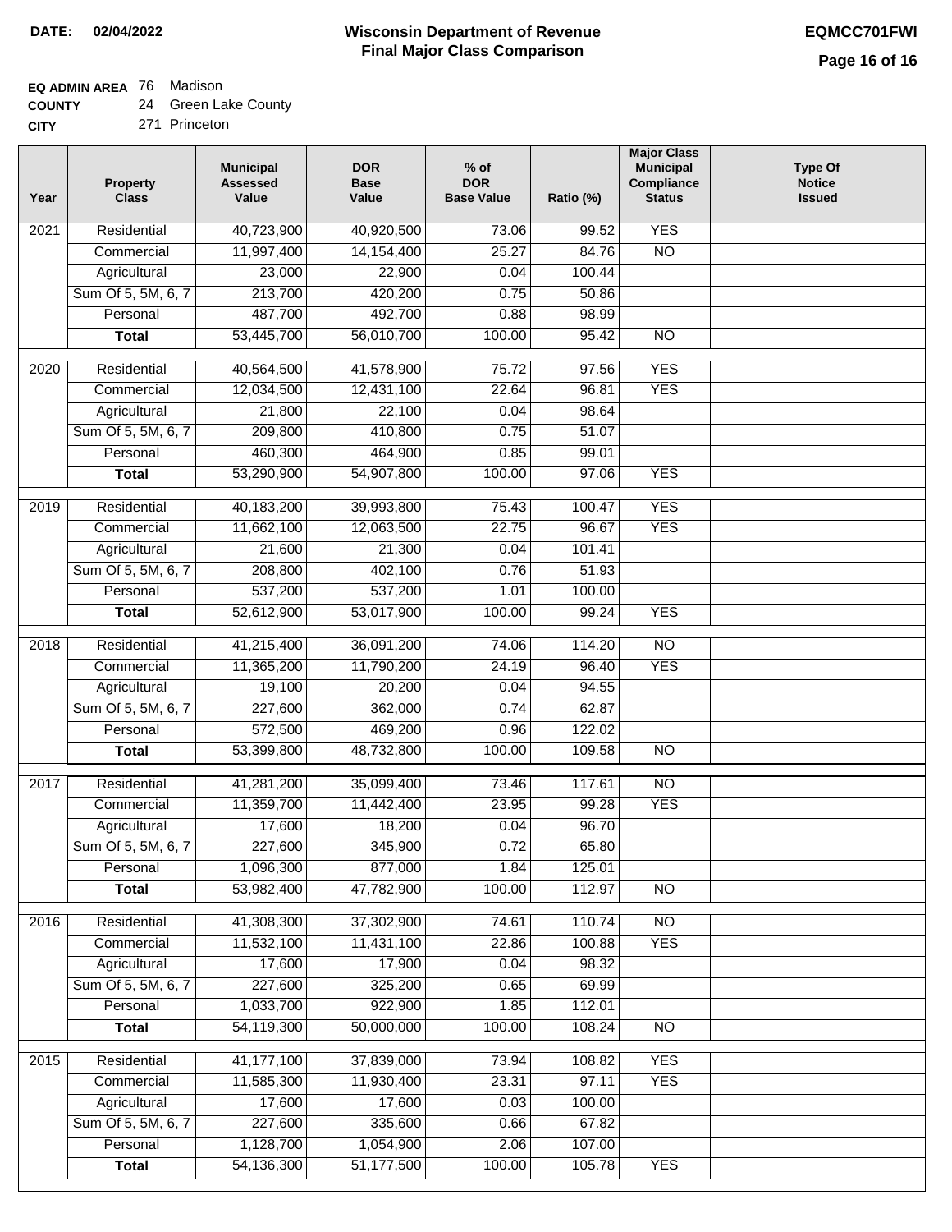**DATE:** 02/04/2022

# Wisconsin Department of Revenue
## Final Major Class Comparison

**EQMCC701FWI**

**EQ ADMIN AREA** 76 Madison
**COUNTY** 24 Green Lake County
**CITY** 271 Princeton

| Year | Property Class | Municipal Assessed Value | DOR Base Value | % of DOR Base Value | Ratio (%) | Major Class Municipal Compliance Status | Type Of Notice Issued |
|---|---|---|---|---|---|---|---|
| 2021 | Residential | 40,723,900 | 40,920,500 | 73.06 | 99.52 | YES | |
| | Commercial | 11,997,400 | 14,154,400 | 25.27 | 84.76 | NO | |
| | Agricultural | 23,000 | 22,900 | 0.04 | 100.44 | | |
| | Sum Of 5, 5M, 6, 7 | 213,700 | 420,200 | 0.75 | 50.86 | | |
| | Personal | 487,700 | 492,700 | 0.88 | 98.99 | | |
| | **Total** | 53,445,700 | 56,010,700 | 100.00 | 95.42 | NO | |
| 2020 | Residential | 40,564,500 | 41,578,900 | 75.72 | 97.56 | YES | |
| | Commercial | 12,034,500 | 12,431,100 | 22.64 | 96.81 | YES | |
| | Agricultural | 21,800 | 22,100 | 0.04 | 98.64 | | |
| | Sum Of 5, 5M, 6, 7 | 209,800 | 410,800 | 0.75 | 51.07 | | |
| | Personal | 460,300 | 464,900 | 0.85 | 99.01 | | |
| | **Total** | 53,290,900 | 54,907,800 | 100.00 | 97.06 | YES | |
| 2019 | Residential | 40,183,200 | 39,993,800 | 75.43 | 100.47 | YES | |
| | Commercial | 11,662,100 | 12,063,500 | 22.75 | 96.67 | YES | |
| | Agricultural | 21,600 | 21,300 | 0.04 | 101.41 | | |
| | Sum Of 5, 5M, 6, 7 | 208,800 | 402,100 | 0.76 | 51.93 | | |
| | Personal | 537,200 | 537,200 | 1.01 | 100.00 | | |
| | **Total** | 52,612,900 | 53,017,900 | 100.00 | 99.24 | YES | |
| 2018 | Residential | 41,215,400 | 36,091,200 | 74.06 | 114.20 | NO | |
| | Commercial | 11,365,200 | 11,790,200 | 24.19 | 96.40 | YES | |
| | Agricultural | 19,100 | 20,200 | 0.04 | 94.55 | | |
| | Sum Of 5, 5M, 6, 7 | 227,600 | 362,000 | 0.74 | 62.87 | | |
| | Personal | 572,500 | 469,200 | 0.96 | 122.02 | | |
| | **Total** | 53,399,800 | 48,732,800 | 100.00 | 109.58 | NO | |
| 2017 | Residential | 41,281,200 | 35,099,400 | 73.46 | 117.61 | NO | |
| | Commercial | 11,359,700 | 11,442,400 | 23.95 | 99.28 | YES | |
| | Agricultural | 17,600 | 18,200 | 0.04 | 96.70 | | |
| | Sum Of 5, 5M, 6, 7 | 227,600 | 345,900 | 0.72 | 65.80 | | |
| | Personal | 1,096,300 | 877,000 | 1.84 | 125.01 | | |
| | **Total** | 53,982,400 | 47,782,900 | 100.00 | 112.97 | NO | |
| 2016 | Residential | 41,308,300 | 37,302,900 | 74.61 | 110.74 | NO | |
| | Commercial | 11,532,100 | 11,431,100 | 22.86 | 100.88 | YES | |
| | Agricultural | 17,600 | 17,900 | 0.04 | 98.32 | | |
| | Sum Of 5, 5M, 6, 7 | 227,600 | 325,200 | 0.65 | 69.99 | | |
| | Personal | 1,033,700 | 922,900 | 1.85 | 112.01 | | |
| | **Total** | 54,119,300 | 50,000,000 | 100.00 | 108.24 | NO | |
| 2015 | Residential | 41,177,100 | 37,839,000 | 73.94 | 108.82 | YES | |
| | Commercial | 11,585,300 | 11,930,400 | 23.31 | 97.11 | YES | |
| | Agricultural | 17,600 | 17,600 | 0.03 | 100.00 | | |
| | Sum Of 5, 5M, 6, 7 | 227,600 | 335,600 | 0.66 | 67.82 | | |
| | Personal | 1,128,700 | 1,054,900 | 2.06 | 107.00 | | |
| | **Total** | 54,136,300 | 51,177,500 | 100.00 | 105.78 | YES | |